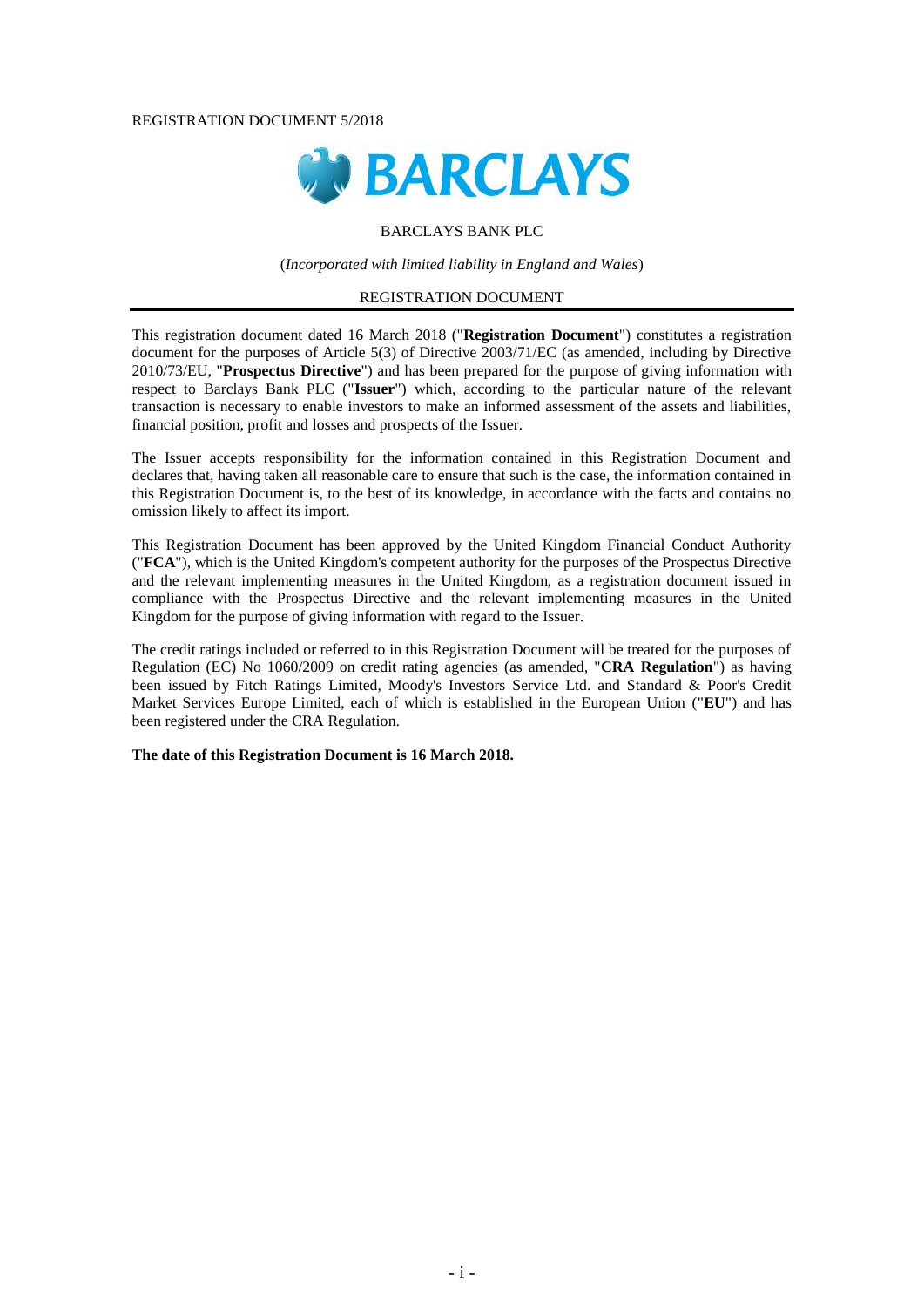REGISTRATION DOCUMENT 5/2018

BARCLAYS

BARCLAYS BANK PLC

(*Incorporated with limited liability in England and Wales*)

REGISTRATION DOCUMENT

This registration document dated 16 March 2018 ("**Registration Document**") constitutes a registration document for the purposes of Article 5(3) of Directive 2003/71/EC (as amended, including by Directive 2010/73/EU, "**Prospectus Directive**") and has been prepared for the purpose of giving information with respect to Barclays Bank PLC ("**Issuer**") which, according to the particular nature of the relevant transaction is necessary to enable investors to make an informed assessment of the assets and liabilities, financial position, profit and losses and prospects of the Issuer.

The Issuer accepts responsibility for the information contained in this Registration Document and declares that, having taken all reasonable care to ensure that such is the case, the information contained in this Registration Document is, to the best of its knowledge, in accordance with the facts and contains no omission likely to affect its import.

This Registration Document has been approved by the United Kingdom Financial Conduct Authority ("**FCA**"), which is the United Kingdom's competent authority for the purposes of the Prospectus Directive and the relevant implementing measures in the United Kingdom, as a registration document issued in compliance with the Prospectus Directive and the relevant implementing measures in the United Kingdom for the purpose of giving information with regard to the Issuer.

The credit ratings included or referred to in this Registration Document will be treated for the purposes of Regulation (EC) No 1060/2009 on credit rating agencies (as amended, "**CRA Regulation**") as having been issued by Fitch Ratings Limited, Moody's Investors Service Ltd. and Standard & Poor's Credit Market Services Europe Limited, each of which is established in the European Union ("**EU**") and has been registered under the CRA Regulation.

**The date of this Registration Document is 16 March 2018.**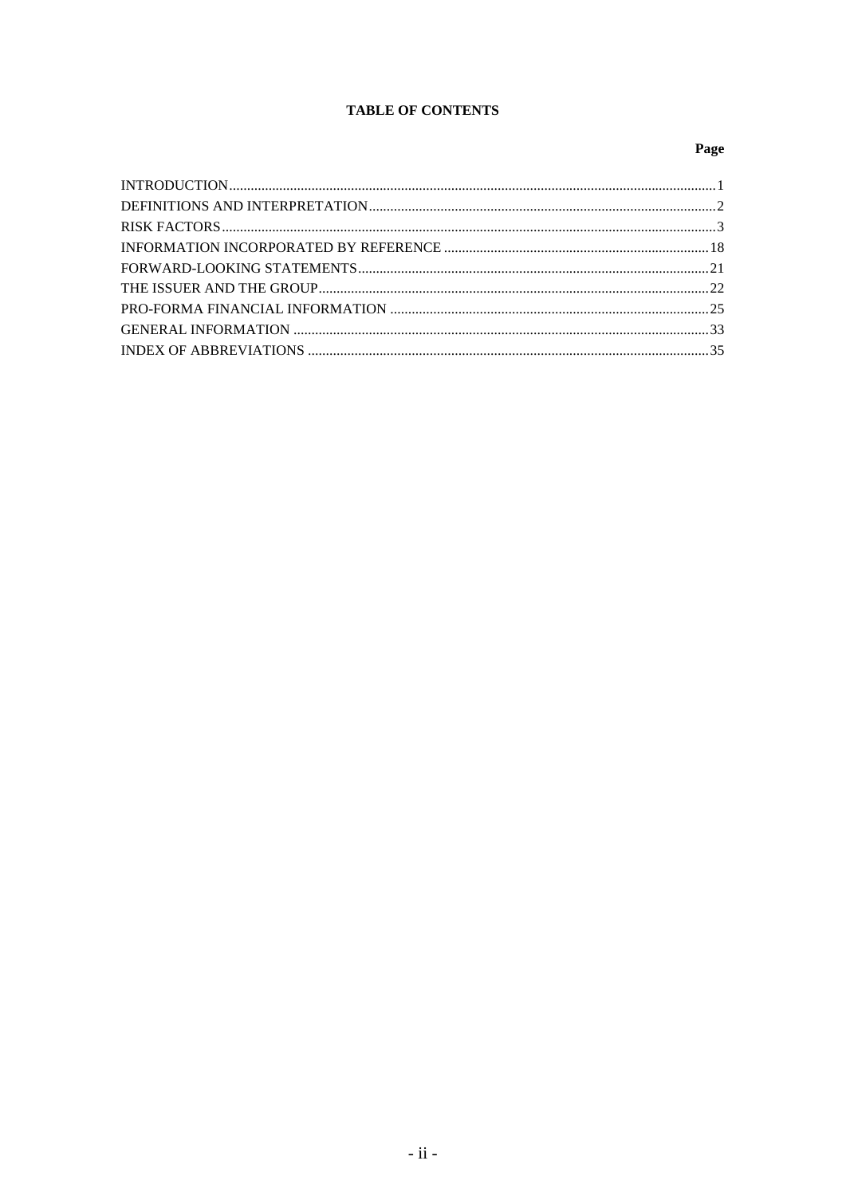**TABLE OF CONTENTS**

| | Page |
|---|---|
| INTRODUCTION | 1 |
| DEFINITIONS AND INTERPRETATION | 2 |
| RISK FACTORS | 3 |
| INFORMATION INCORPORATED BY REFERENCE | 18 |
| FORWARD-LOOKING STATEMENTS | 21 |
| THE ISSUER AND THE GROUP | 22 |
| PRO-FORMA FINANCIAL INFORMATION | 25 |
| GENERAL INFORMATION | 33 |
| INDEX OF ABBREVIATIONS | 35 |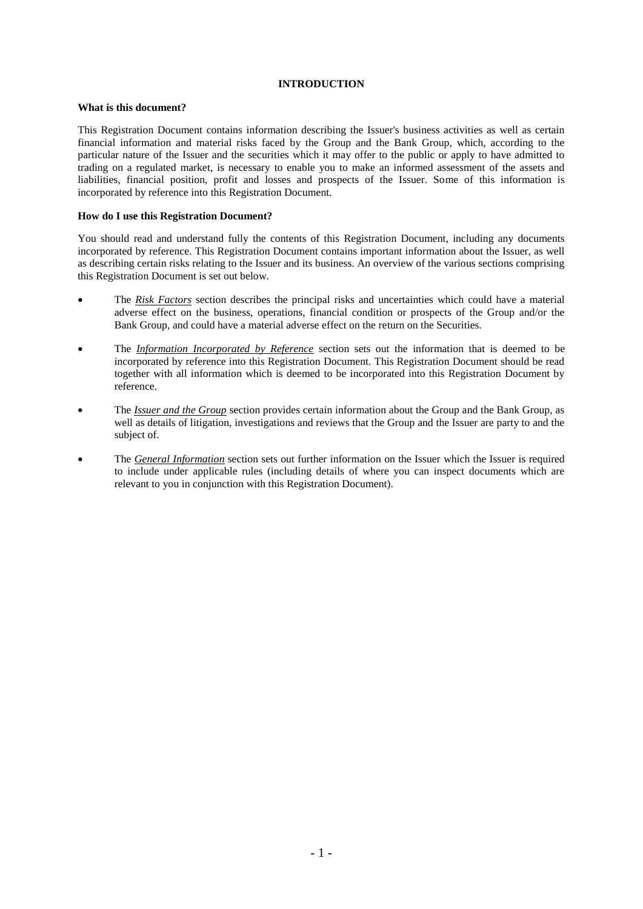# INTRODUCTION

**What is this document?**

This Registration Document contains information describing the Issuer's business activities as well as certain financial information and material risks faced by the Group and the Bank Group, which, according to the particular nature of the Issuer and the securities which it may offer to the public or apply to have admitted to trading on a regulated market, is necessary to enable you to make an informed assessment of the assets and liabilities, financial position, profit and losses and prospects of the Issuer. Some of this information is incorporated by reference into this Registration Document.

**How do I use this Registration Document?**

You should read and understand fully the contents of this Registration Document, including any documents incorporated by reference. This Registration Document contains important information about the Issuer, as well as describing certain risks relating to the Issuer and its business. An overview of the various sections comprising this Registration Document is set out below.

- The *Risk Factors* section describes the principal risks and uncertainties which could have a material adverse effect on the business, operations, financial condition or prospects of the Group and/or the Bank Group, and could have a material adverse effect on the return on the Securities.
- The *Information Incorporated by Reference* section sets out the information that is deemed to be incorporated by reference into this Registration Document. This Registration Document should be read together with all information which is deemed to be incorporated into this Registration Document by reference.
- The *Issuer and the Group* section provides certain information about the Group and the Bank Group, as well as details of litigation, investigations and reviews that the Group and the Issuer are party to and the subject of.
- The *General Information* section sets out further information on the Issuer which the Issuer is required to include under applicable rules (including details of where you can inspect documents which are relevant to you in conjunction with this Registration Document).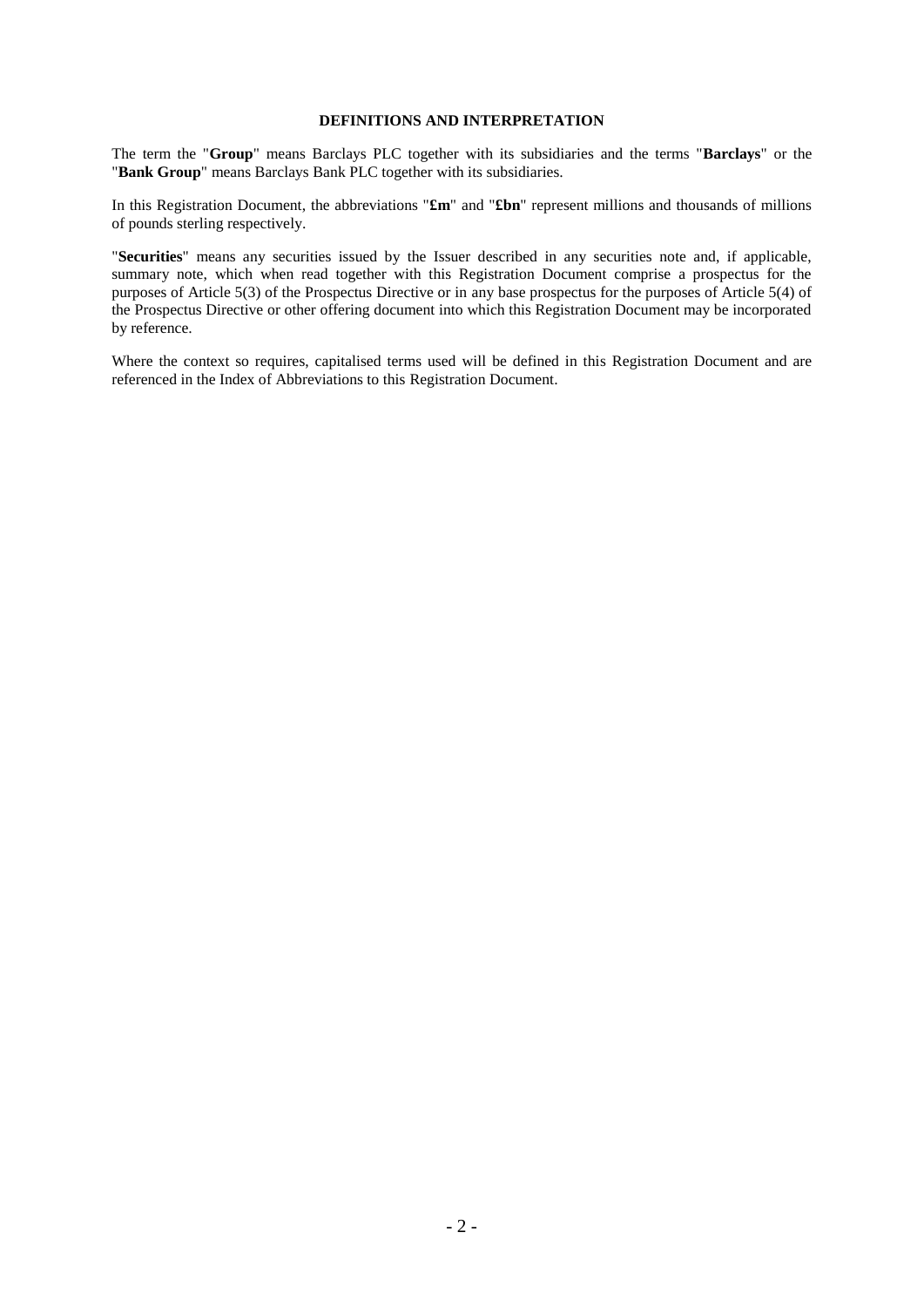## DEFINITIONS AND INTERPRETATION

The term the "**Group**" means Barclays PLC together with its subsidiaries and the terms "**Barclays**" or the "**Bank Group**" means Barclays Bank PLC together with its subsidiaries.

In this Registration Document, the abbreviations "**£m**" and "**£bn**" represent millions and thousands of millions of pounds sterling respectively.

"**Securities**" means any securities issued by the Issuer described in any securities note and, if applicable, summary note, which when read together with this Registration Document comprise a prospectus for the purposes of Article 5(3) of the Prospectus Directive or in any base prospectus for the purposes of Article 5(4) of the Prospectus Directive or other offering document into which this Registration Document may be incorporated by reference.

Where the context so requires, capitalised terms used will be defined in this Registration Document and are referenced in the Index of Abbreviations to this Registration Document.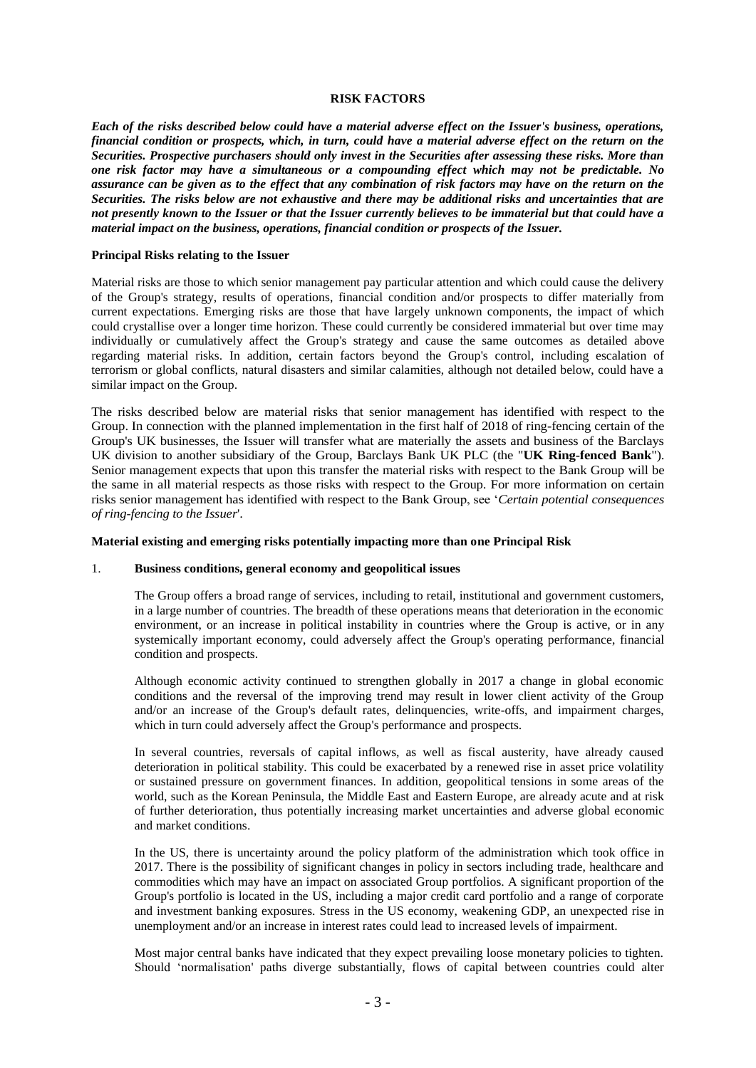# RISK FACTORS

***Each of the risks described below could have a material adverse effect on the Issuer's business, operations, financial condition or prospects, which, in turn, could have a material adverse effect on the return on the Securities. Prospective purchasers should only invest in the Securities after assessing these risks. More than one risk factor may have a simultaneous or a compounding effect which may not be predictable. No assurance can be given as to the effect that any combination of risk factors may have on the return on the Securities. The risks below are not exhaustive and there may be additional risks and uncertainties that are not presently known to the Issuer or that the Issuer currently believes to be immaterial but that could have a material impact on the business, operations, financial condition or prospects of the Issuer.***

**Principal Risks relating to the Issuer**

Material risks are those to which senior management pay particular attention and which could cause the delivery of the Group's strategy, results of operations, financial condition and/or prospects to differ materially from current expectations. Emerging risks are those that have largely unknown components, the impact of which could crystallise over a longer time horizon. These could currently be considered immaterial but over time may individually or cumulatively affect the Group's strategy and cause the same outcomes as detailed above regarding material risks. In addition, certain factors beyond the Group's control, including escalation of terrorism or global conflicts, natural disasters and similar calamities, although not detailed below, could have a similar impact on the Group.

The risks described below are material risks that senior management has identified with respect to the Group. In connection with the planned implementation in the first half of 2018 of ring-fencing certain of the Group's UK businesses, the Issuer will transfer what are materially the assets and business of the Barclays UK division to another subsidiary of the Group, Barclays Bank UK PLC (the "**UK Ring-fenced Bank**"). Senior management expects that upon this transfer the material risks with respect to the Bank Group will be the same in all material respects as those risks with respect to the Group. For more information on certain risks senior management has identified with respect to the Bank Group, see '*Certain potential consequences of ring-fencing to the Issuer*'.

**Material existing and emerging risks potentially impacting more than one Principal Risk**

1. **Business conditions, general economy and geopolitical issues**

   The Group offers a broad range of services, including to retail, institutional and government customers, in a large number of countries. The breadth of these operations means that deterioration in the economic environment, or an increase in political instability in countries where the Group is active, or in any systemically important economy, could adversely affect the Group's operating performance, financial condition and prospects.

   Although economic activity continued to strengthen globally in 2017 a change in global economic conditions and the reversal of the improving trend may result in lower client activity of the Group and/or an increase of the Group's default rates, delinquencies, write-offs, and impairment charges, which in turn could adversely affect the Group's performance and prospects.

   In several countries, reversals of capital inflows, as well as fiscal austerity, have already caused deterioration in political stability. This could be exacerbated by a renewed rise in asset price volatility or sustained pressure on government finances. In addition, geopolitical tensions in some areas of the world, such as the Korean Peninsula, the Middle East and Eastern Europe, are already acute and at risk of further deterioration, thus potentially increasing market uncertainties and adverse global economic and market conditions.

   In the US, there is uncertainty around the policy platform of the administration which took office in 2017. There is the possibility of significant changes in policy in sectors including trade, healthcare and commodities which may have an impact on associated Group portfolios. A significant proportion of the Group's portfolio is located in the US, including a major credit card portfolio and a range of corporate and investment banking exposures. Stress in the US economy, weakening GDP, an unexpected rise in unemployment and/or an increase in interest rates could lead to increased levels of impairment.

   Most major central banks have indicated that they expect prevailing loose monetary policies to tighten. Should 'normalisation' paths diverge substantially, flows of capital between countries could alter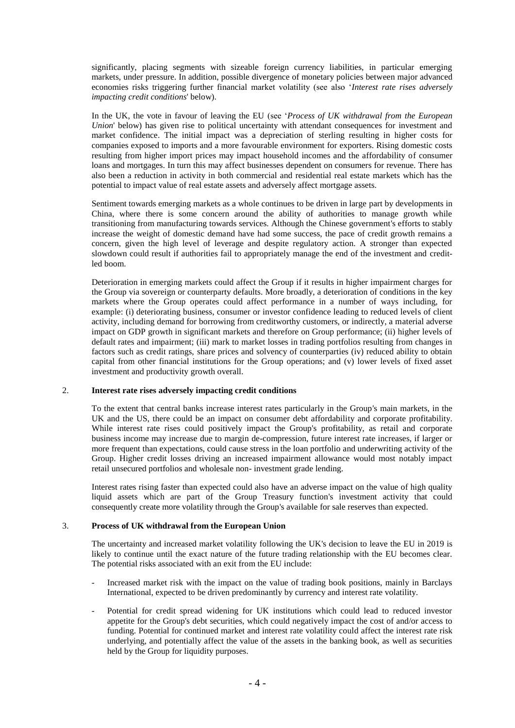significantly, placing segments with sizeable foreign currency liabilities, in particular emerging markets, under pressure. In addition, possible divergence of monetary policies between major advanced economies risks triggering further financial market volatility (see also '*Interest rate rises adversely impacting credit conditions*' below).

In the UK, the vote in favour of leaving the EU (see '*Process of UK withdrawal from the European Union*' below) has given rise to political uncertainty with attendant consequences for investment and market confidence. The initial impact was a depreciation of sterling resulting in higher costs for companies exposed to imports and a more favourable environment for exporters. Rising domestic costs resulting from higher import prices may impact household incomes and the affordability of consumer loans and mortgages. In turn this may affect businesses dependent on consumers for revenue. There has also been a reduction in activity in both commercial and residential real estate markets which has the potential to impact value of real estate assets and adversely affect mortgage assets.

Sentiment towards emerging markets as a whole continues to be driven in large part by developments in China, where there is some concern around the ability of authorities to manage growth while transitioning from manufacturing towards services. Although the Chinese government's efforts to stably increase the weight of domestic demand have had some success, the pace of credit growth remains a concern, given the high level of leverage and despite regulatory action. A stronger than expected slowdown could result if authorities fail to appropriately manage the end of the investment and credit-led boom.

Deterioration in emerging markets could affect the Group if it results in higher impairment charges for the Group via sovereign or counterparty defaults. More broadly, a deterioration of conditions in the key markets where the Group operates could affect performance in a number of ways including, for example: (i) deteriorating business, consumer or investor confidence leading to reduced levels of client activity, including demand for borrowing from creditworthy customers, or indirectly, a material adverse impact on GDP growth in significant markets and therefore on Group performance; (ii) higher levels of default rates and impairment; (iii) mark to market losses in trading portfolios resulting from changes in factors such as credit ratings, share prices and solvency of counterparties (iv) reduced ability to obtain capital from other financial institutions for the Group operations; and (v) lower levels of fixed asset investment and productivity growth overall.

## 2. Interest rate rises adversely impacting credit conditions

To the extent that central banks increase interest rates particularly in the Group's main markets, in the UK and the US, there could be an impact on consumer debt affordability and corporate profitability. While interest rate rises could positively impact the Group's profitability, as retail and corporate business income may increase due to margin de-compression, future interest rate increases, if larger or more frequent than expectations, could cause stress in the loan portfolio and underwriting activity of the Group. Higher credit losses driving an increased impairment allowance would most notably impact retail unsecured portfolios and wholesale non- investment grade lending.

Interest rates rising faster than expected could also have an adverse impact on the value of high quality liquid assets which are part of the Group Treasury function's investment activity that could consequently create more volatility through the Group's available for sale reserves than expected.

## 3. Process of UK withdrawal from the European Union

The uncertainty and increased market volatility following the UK's decision to leave the EU in 2019 is likely to continue until the exact nature of the future trading relationship with the EU becomes clear. The potential risks associated with an exit from the EU include:

- Increased market risk with the impact on the value of trading book positions, mainly in Barclays International, expected to be driven predominantly by currency and interest rate volatility.
- Potential for credit spread widening for UK institutions which could lead to reduced investor appetite for the Group's debt securities, which could negatively impact the cost of and/or access to funding. Potential for continued market and interest rate volatility could affect the interest rate risk underlying, and potentially affect the value of the assets in the banking book, as well as securities held by the Group for liquidity purposes.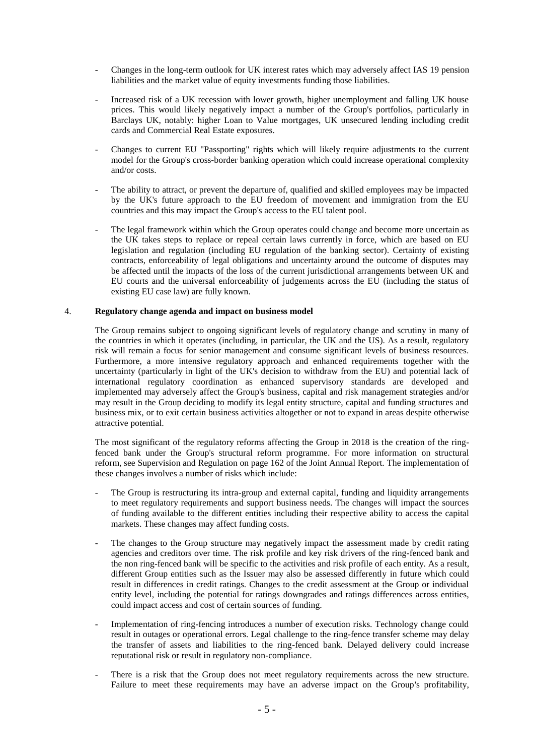- Changes in the long-term outlook for UK interest rates which may adversely affect IAS 19 pension liabilities and the market value of equity investments funding those liabilities.

- Increased risk of a UK recession with lower growth, higher unemployment and falling UK house prices. This would likely negatively impact a number of the Group's portfolios, particularly in Barclays UK, notably: higher Loan to Value mortgages, UK unsecured lending including credit cards and Commercial Real Estate exposures.

- Changes to current EU "Passporting" rights which will likely require adjustments to the current model for the Group's cross-border banking operation which could increase operational complexity and/or costs.

- The ability to attract, or prevent the departure of, qualified and skilled employees may be impacted by the UK's future approach to the EU freedom of movement and immigration from the EU countries and this may impact the Group's access to the EU talent pool.

- The legal framework within which the Group operates could change and become more uncertain as the UK takes steps to replace or repeal certain laws currently in force, which are based on EU legislation and regulation (including EU regulation of the banking sector). Certainty of existing contracts, enforceability of legal obligations and uncertainty around the outcome of disputes may be affected until the impacts of the loss of the current jurisdictional arrangements between UK and EU courts and the universal enforceability of judgements across the EU (including the status of existing EU case law) are fully known.

4. **Regulatory change agenda and impact on business model**

The Group remains subject to ongoing significant levels of regulatory change and scrutiny in many of the countries in which it operates (including, in particular, the UK and the US). As a result, regulatory risk will remain a focus for senior management and consume significant levels of business resources. Furthermore, a more intensive regulatory approach and enhanced requirements together with the uncertainty (particularly in light of the UK's decision to withdraw from the EU) and potential lack of international regulatory coordination as enhanced supervisory standards are developed and implemented may adversely affect the Group's business, capital and risk management strategies and/or may result in the Group deciding to modify its legal entity structure, capital and funding structures and business mix, or to exit certain business activities altogether or not to expand in areas despite otherwise attractive potential.

The most significant of the regulatory reforms affecting the Group in 2018 is the creation of the ring-fenced bank under the Group's structural reform programme. For more information on structural reform, see Supervision and Regulation on page 162 of the Joint Annual Report. The implementation of these changes involves a number of risks which include:

- The Group is restructuring its intra-group and external capital, funding and liquidity arrangements to meet regulatory requirements and support business needs. The changes will impact the sources of funding available to the different entities including their respective ability to access the capital markets. These changes may affect funding costs.

- The changes to the Group structure may negatively impact the assessment made by credit rating agencies and creditors over time. The risk profile and key risk drivers of the ring-fenced bank and the non ring-fenced bank will be specific to the activities and risk profile of each entity. As a result, different Group entities such as the Issuer may also be assessed differently in future which could result in differences in credit ratings. Changes to the credit assessment at the Group or individual entity level, including the potential for ratings downgrades and ratings differences across entities, could impact access and cost of certain sources of funding.

- Implementation of ring-fencing introduces a number of execution risks. Technology change could result in outages or operational errors. Legal challenge to the ring-fence transfer scheme may delay the transfer of assets and liabilities to the ring-fenced bank. Delayed delivery could increase reputational risk or result in regulatory non-compliance.

- There is a risk that the Group does not meet regulatory requirements across the new structure. Failure to meet these requirements may have an adverse impact on the Group's profitability,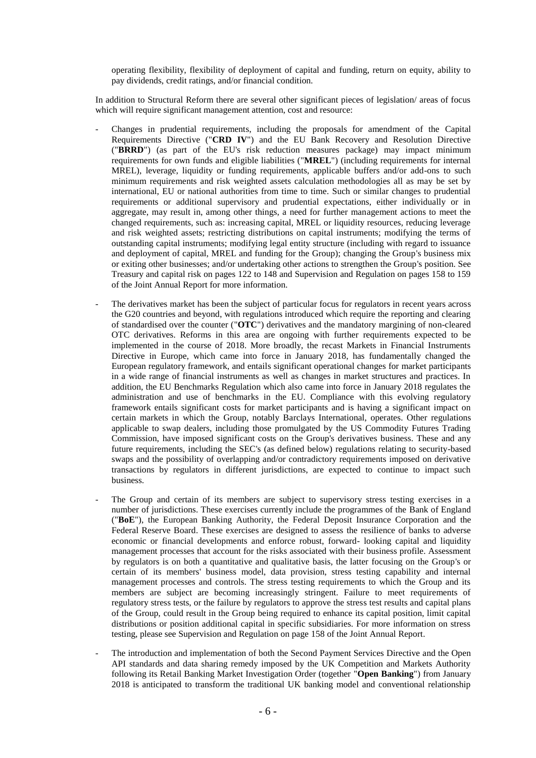operating flexibility, flexibility of deployment of capital and funding, return on equity, ability to pay dividends, credit ratings, and/or financial condition.

In addition to Structural Reform there are several other significant pieces of legislation/ areas of focus which will require significant management attention, cost and resource:

- Changes in prudential requirements, including the proposals for amendment of the Capital Requirements Directive ("**CRD IV**") and the EU Bank Recovery and Resolution Directive ("**BRRD**") (as part of the EU's risk reduction measures package) may impact minimum requirements for own funds and eligible liabilities ("**MREL**") (including requirements for internal MREL), leverage, liquidity or funding requirements, applicable buffers and/or add-ons to such minimum requirements and risk weighted assets calculation methodologies all as may be set by international, EU or national authorities from time to time. Such or similar changes to prudential requirements or additional supervisory and prudential expectations, either individually or in aggregate, may result in, among other things, a need for further management actions to meet the changed requirements, such as: increasing capital, MREL or liquidity resources, reducing leverage and risk weighted assets; restricting distributions on capital instruments; modifying the terms of outstanding capital instruments; modifying legal entity structure (including with regard to issuance and deployment of capital, MREL and funding for the Group); changing the Group's business mix or exiting other businesses; and/or undertaking other actions to strengthen the Group's position. See Treasury and capital risk on pages 122 to 148 and Supervision and Regulation on pages 158 to 159 of the Joint Annual Report for more information.

- The derivatives market has been the subject of particular focus for regulators in recent years across the G20 countries and beyond, with regulations introduced which require the reporting and clearing of standardised over the counter ("**OTC**") derivatives and the mandatory margining of non-cleared OTC derivatives. Reforms in this area are ongoing with further requirements expected to be implemented in the course of 2018. More broadly, the recast Markets in Financial Instruments Directive in Europe, which came into force in January 2018, has fundamentally changed the European regulatory framework, and entails significant operational changes for market participants in a wide range of financial instruments as well as changes in market structures and practices. In addition, the EU Benchmarks Regulation which also came into force in January 2018 regulates the administration and use of benchmarks in the EU. Compliance with this evolving regulatory framework entails significant costs for market participants and is having a significant impact on certain markets in which the Group, notably Barclays International, operates. Other regulations applicable to swap dealers, including those promulgated by the US Commodity Futures Trading Commission, have imposed significant costs on the Group's derivatives business. These and any future requirements, including the SEC's (as defined below) regulations relating to security-based swaps and the possibility of overlapping and/or contradictory requirements imposed on derivative transactions by regulators in different jurisdictions, are expected to continue to impact such business.

- The Group and certain of its members are subject to supervisory stress testing exercises in a number of jurisdictions. These exercises currently include the programmes of the Bank of England ("**BoE**"), the European Banking Authority, the Federal Deposit Insurance Corporation and the Federal Reserve Board. These exercises are designed to assess the resilience of banks to adverse economic or financial developments and enforce robust, forward- looking capital and liquidity management processes that account for the risks associated with their business profile. Assessment by regulators is on both a quantitative and qualitative basis, the latter focusing on the Group's or certain of its members' business model, data provision, stress testing capability and internal management processes and controls. The stress testing requirements to which the Group and its members are subject are becoming increasingly stringent. Failure to meet requirements of regulatory stress tests, or the failure by regulators to approve the stress test results and capital plans of the Group, could result in the Group being required to enhance its capital position, limit capital distributions or position additional capital in specific subsidiaries. For more information on stress testing, please see Supervision and Regulation on page 158 of the Joint Annual Report.

- The introduction and implementation of both the Second Payment Services Directive and the Open API standards and data sharing remedy imposed by the UK Competition and Markets Authority following its Retail Banking Market Investigation Order (together "**Open Banking**") from January 2018 is anticipated to transform the traditional UK banking model and conventional relationship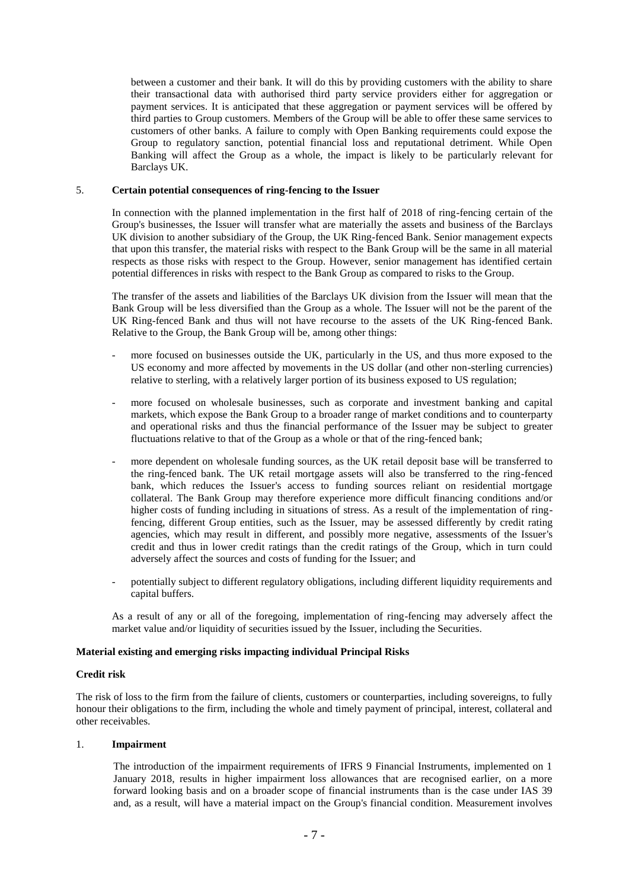between a customer and their bank. It will do this by providing customers with the ability to share their transactional data with authorised third party service providers either for aggregation or payment services. It is anticipated that these aggregation or payment services will be offered by third parties to Group customers. Members of the Group will be able to offer these same services to customers of other banks. A failure to comply with Open Banking requirements could expose the Group to regulatory sanction, potential financial loss and reputational detriment. While Open Banking will affect the Group as a whole, the impact is likely to be particularly relevant for Barclays UK.

5. **Certain potential consequences of ring-fencing to the Issuer**

In connection with the planned implementation in the first half of 2018 of ring-fencing certain of the Group's businesses, the Issuer will transfer what are materially the assets and business of the Barclays UK division to another subsidiary of the Group, the UK Ring-fenced Bank. Senior management expects that upon this transfer, the material risks with respect to the Bank Group will be the same in all material respects as those risks with respect to the Group. However, senior management has identified certain potential differences in risks with respect to the Bank Group as compared to risks to the Group.

The transfer of the assets and liabilities of the Barclays UK division from the Issuer will mean that the Bank Group will be less diversified than the Group as a whole. The Issuer will not be the parent of the UK Ring-fenced Bank and thus will not have recourse to the assets of the UK Ring-fenced Bank. Relative to the Group, the Bank Group will be, among other things:

- more focused on businesses outside the UK, particularly in the US, and thus more exposed to the US economy and more affected by movements in the US dollar (and other non-sterling currencies) relative to sterling, with a relatively larger portion of its business exposed to US regulation;
- more focused on wholesale businesses, such as corporate and investment banking and capital markets, which expose the Bank Group to a broader range of market conditions and to counterparty and operational risks and thus the financial performance of the Issuer may be subject to greater fluctuations relative to that of the Group as a whole or that of the ring-fenced bank;
- more dependent on wholesale funding sources, as the UK retail deposit base will be transferred to the ring-fenced bank. The UK retail mortgage assets will also be transferred to the ring-fenced bank, which reduces the Issuer's access to funding sources reliant on residential mortgage collateral. The Bank Group may therefore experience more difficult financing conditions and/or higher costs of funding including in situations of stress. As a result of the implementation of ring-fencing, different Group entities, such as the Issuer, may be assessed differently by credit rating agencies, which may result in different, and possibly more negative, assessments of the Issuer's credit and thus in lower credit ratings than the credit ratings of the Group, which in turn could adversely affect the sources and costs of funding for the Issuer; and
- potentially subject to different regulatory obligations, including different liquidity requirements and capital buffers.

As a result of any or all of the foregoing, implementation of ring-fencing may adversely affect the market value and/or liquidity of securities issued by the Issuer, including the Securities.

**Material existing and emerging risks impacting individual Principal Risks**

**Credit risk**

The risk of loss to the firm from the failure of clients, customers or counterparties, including sovereigns, to fully honour their obligations to the firm, including the whole and timely payment of principal, interest, collateral and other receivables.

1. **Impairment**

The introduction of the impairment requirements of IFRS 9 Financial Instruments, implemented on 1 January 2018, results in higher impairment loss allowances that are recognised earlier, on a more forward looking basis and on a broader scope of financial instruments than is the case under IAS 39 and, as a result, will have a material impact on the Group's financial condition. Measurement involves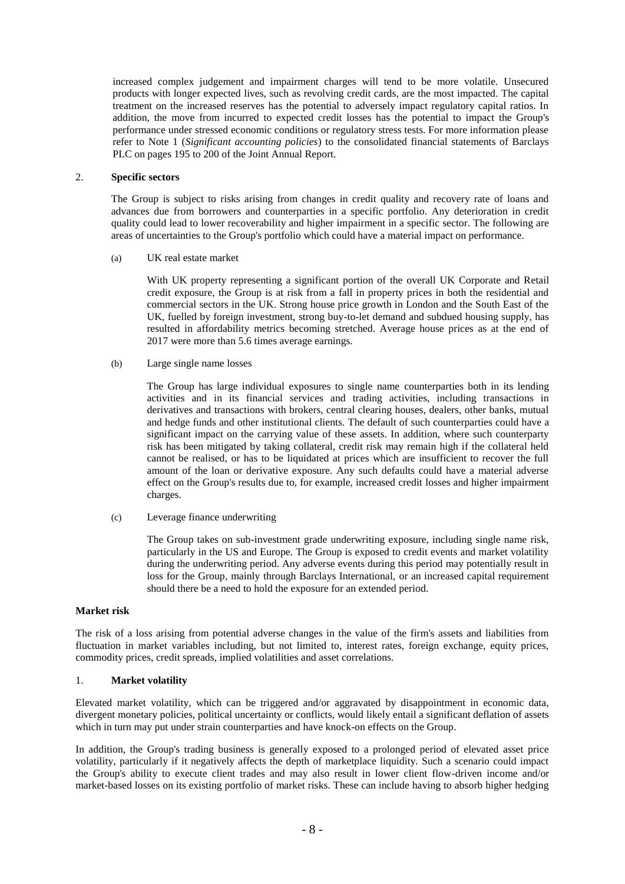increased complex judgement and impairment charges will tend to be more volatile. Unsecured products with longer expected lives, such as revolving credit cards, are the most impacted. The capital treatment on the increased reserves has the potential to adversely impact regulatory capital ratios. In addition, the move from incurred to expected credit losses has the potential to impact the Group's performance under stressed economic conditions or regulatory stress tests. For more information please refer to Note 1 (*Significant accounting policies*) to the consolidated financial statements of Barclays PLC on pages 195 to 200 of the Joint Annual Report.

2. **Specific sectors**

The Group is subject to risks arising from changes in credit quality and recovery rate of loans and advances due from borrowers and counterparties in a specific portfolio. Any deterioration in credit quality could lead to lower recoverability and higher impairment in a specific sector. The following are areas of uncertainties to the Group's portfolio which could have a material impact on performance.

(a) UK real estate market

With UK property representing a significant portion of the overall UK Corporate and Retail credit exposure, the Group is at risk from a fall in property prices in both the residential and commercial sectors in the UK. Strong house price growth in London and the South East of the UK, fuelled by foreign investment, strong buy-to-let demand and subdued housing supply, has resulted in affordability metrics becoming stretched. Average house prices as at the end of 2017 were more than 5.6 times average earnings.

(b) Large single name losses

The Group has large individual exposures to single name counterparties both in its lending activities and in its financial services and trading activities, including transactions in derivatives and transactions with brokers, central clearing houses, dealers, other banks, mutual and hedge funds and other institutional clients. The default of such counterparties could have a significant impact on the carrying value of these assets. In addition, where such counterparty risk has been mitigated by taking collateral, credit risk may remain high if the collateral held cannot be realised, or has to be liquidated at prices which are insufficient to recover the full amount of the loan or derivative exposure. Any such defaults could have a material adverse effect on the Group's results due to, for example, increased credit losses and higher impairment charges.

(c) Leverage finance underwriting

The Group takes on sub-investment grade underwriting exposure, including single name risk, particularly in the US and Europe. The Group is exposed to credit events and market volatility during the underwriting period. Any adverse events during this period may potentially result in loss for the Group, mainly through Barclays International, or an increased capital requirement should there be a need to hold the exposure for an extended period.

**Market risk**

The risk of a loss arising from potential adverse changes in the value of the firm's assets and liabilities from fluctuation in market variables including, but not limited to, interest rates, foreign exchange, equity prices, commodity prices, credit spreads, implied volatilities and asset correlations.

1. **Market volatility**

Elevated market volatility, which can be triggered and/or aggravated by disappointment in economic data, divergent monetary policies, political uncertainty or conflicts, would likely entail a significant deflation of assets which in turn may put under strain counterparties and have knock-on effects on the Group.

In addition, the Group's trading business is generally exposed to a prolonged period of elevated asset price volatility, particularly if it negatively affects the depth of marketplace liquidity. Such a scenario could impact the Group's ability to execute client trades and may also result in lower client flow-driven income and/or market-based losses on its existing portfolio of market risks. These can include having to absorb higher hedging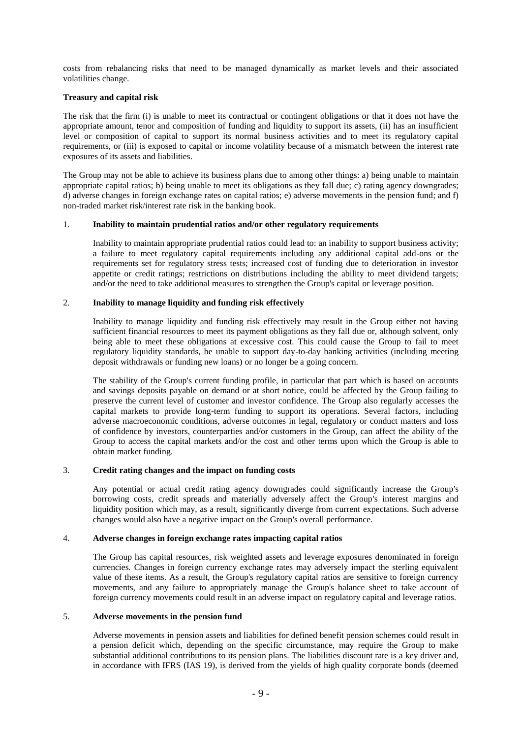costs from rebalancing risks that need to be managed dynamically as market levels and their associated volatilities change.

**Treasury and capital risk**

The risk that the firm (i) is unable to meet its contractual or contingent obligations or that it does not have the appropriate amount, tenor and composition of funding and liquidity to support its assets, (ii) has an insufficient level or composition of capital to support its normal business activities and to meet its regulatory capital requirements, or (iii) is exposed to capital or income volatility because of a mismatch between the interest rate exposures of its assets and liabilities.

The Group may not be able to achieve its business plans due to among other things: a) being unable to maintain appropriate capital ratios; b) being unable to meet its obligations as they fall due; c) rating agency downgrades; d) adverse changes in foreign exchange rates on capital ratios; e) adverse movements in the pension fund; and f) non-traded market risk/interest rate risk in the banking book.

1. **Inability to maintain prudential ratios and/or other regulatory requirements**

   Inability to maintain appropriate prudential ratios could lead to: an inability to support business activity; a failure to meet regulatory capital requirements including any additional capital add-ons or the requirements set for regulatory stress tests; increased cost of funding due to deterioration in investor appetite or credit ratings; restrictions on distributions including the ability to meet dividend targets; and/or the need to take additional measures to strengthen the Group's capital or leverage position.

2. **Inability to manage liquidity and funding risk effectively**

   Inability to manage liquidity and funding risk effectively may result in the Group either not having sufficient financial resources to meet its payment obligations as they fall due or, although solvent, only being able to meet these obligations at excessive cost. This could cause the Group to fail to meet regulatory liquidity standards, be unable to support day-to-day banking activities (including meeting deposit withdrawals or funding new loans) or no longer be a going concern.

   The stability of the Group's current funding profile, in particular that part which is based on accounts and savings deposits payable on demand or at short notice, could be affected by the Group failing to preserve the current level of customer and investor confidence. The Group also regularly accesses the capital markets to provide long-term funding to support its operations. Several factors, including adverse macroeconomic conditions, adverse outcomes in legal, regulatory or conduct matters and loss of confidence by investors, counterparties and/or customers in the Group, can affect the ability of the Group to access the capital markets and/or the cost and other terms upon which the Group is able to obtain market funding.

3. **Credit rating changes and the impact on funding costs**

   Any potential or actual credit rating agency downgrades could significantly increase the Group's borrowing costs, credit spreads and materially adversely affect the Group's interest margins and liquidity position which may, as a result, significantly diverge from current expectations. Such adverse changes would also have a negative impact on the Group's overall performance.

4. **Adverse changes in foreign exchange rates impacting capital ratios**

   The Group has capital resources, risk weighted assets and leverage exposures denominated in foreign currencies. Changes in foreign currency exchange rates may adversely impact the sterling equivalent value of these items. As a result, the Group's regulatory capital ratios are sensitive to foreign currency movements, and any failure to appropriately manage the Group's balance sheet to take account of foreign currency movements could result in an adverse impact on regulatory capital and leverage ratios.

5. **Adverse movements in the pension fund**

   Adverse movements in pension assets and liabilities for defined benefit pension schemes could result in a pension deficit which, depending on the specific circumstance, may require the Group to make substantial additional contributions to its pension plans. The liabilities discount rate is a key driver and, in accordance with IFRS (IAS 19), is derived from the yields of high quality corporate bonds (deemed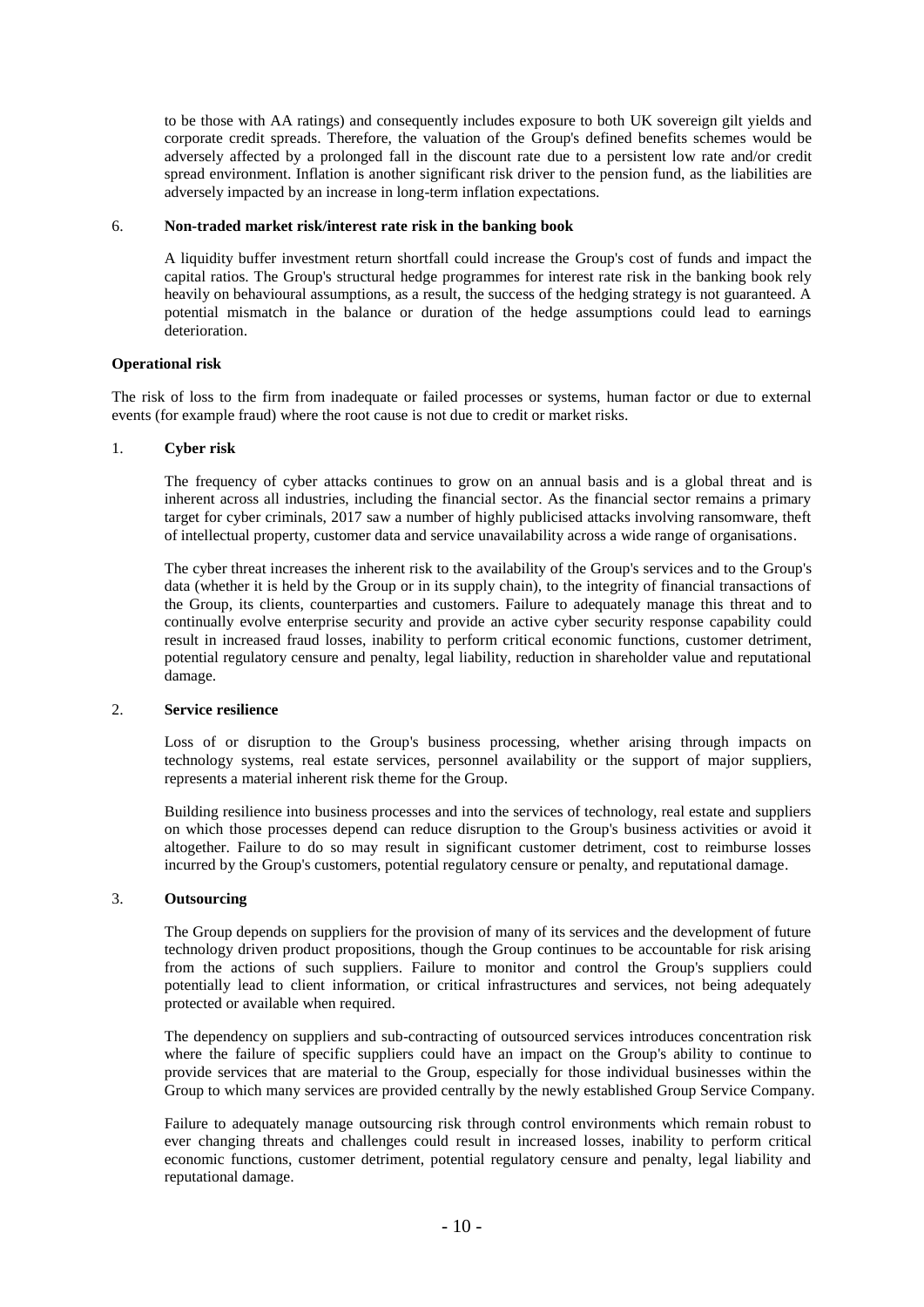to be those with AA ratings) and consequently includes exposure to both UK sovereign gilt yields and corporate credit spreads. Therefore, the valuation of the Group's defined benefits schemes would be adversely affected by a prolonged fall in the discount rate due to a persistent low rate and/or credit spread environment. Inflation is another significant risk driver to the pension fund, as the liabilities are adversely impacted by an increase in long-term inflation expectations.

6. **Non-traded market risk/interest rate risk in the banking book**

   A liquidity buffer investment return shortfall could increase the Group's cost of funds and impact the capital ratios. The Group's structural hedge programmes for interest rate risk in the banking book rely heavily on behavioural assumptions, as a result, the success of the hedging strategy is not guaranteed. A potential mismatch in the balance or duration of the hedge assumptions could lead to earnings deterioration.

**Operational risk**

The risk of loss to the firm from inadequate or failed processes or systems, human factor or due to external events (for example fraud) where the root cause is not due to credit or market risks.

1. **Cyber risk**

   The frequency of cyber attacks continues to grow on an annual basis and is a global threat and is inherent across all industries, including the financial sector. As the financial sector remains a primary target for cyber criminals, 2017 saw a number of highly publicised attacks involving ransomware, theft of intellectual property, customer data and service unavailability across a wide range of organisations.

   The cyber threat increases the inherent risk to the availability of the Group's services and to the Group's data (whether it is held by the Group or in its supply chain), to the integrity of financial transactions of the Group, its clients, counterparties and customers. Failure to adequately manage this threat and to continually evolve enterprise security and provide an active cyber security response capability could result in increased fraud losses, inability to perform critical economic functions, customer detriment, potential regulatory censure and penalty, legal liability, reduction in shareholder value and reputational damage.

2. **Service resilience**

   Loss of or disruption to the Group's business processing, whether arising through impacts on technology systems, real estate services, personnel availability or the support of major suppliers, represents a material inherent risk theme for the Group.

   Building resilience into business processes and into the services of technology, real estate and suppliers on which those processes depend can reduce disruption to the Group's business activities or avoid it altogether. Failure to do so may result in significant customer detriment, cost to reimburse losses incurred by the Group's customers, potential regulatory censure or penalty, and reputational damage.

3. **Outsourcing**

   The Group depends on suppliers for the provision of many of its services and the development of future technology driven product propositions, though the Group continues to be accountable for risk arising from the actions of such suppliers. Failure to monitor and control the Group's suppliers could potentially lead to client information, or critical infrastructures and services, not being adequately protected or available when required.

   The dependency on suppliers and sub-contracting of outsourced services introduces concentration risk where the failure of specific suppliers could have an impact on the Group's ability to continue to provide services that are material to the Group, especially for those individual businesses within the Group to which many services are provided centrally by the newly established Group Service Company.

   Failure to adequately manage outsourcing risk through control environments which remain robust to ever changing threats and challenges could result in increased losses, inability to perform critical economic functions, customer detriment, potential regulatory censure and penalty, legal liability and reputational damage.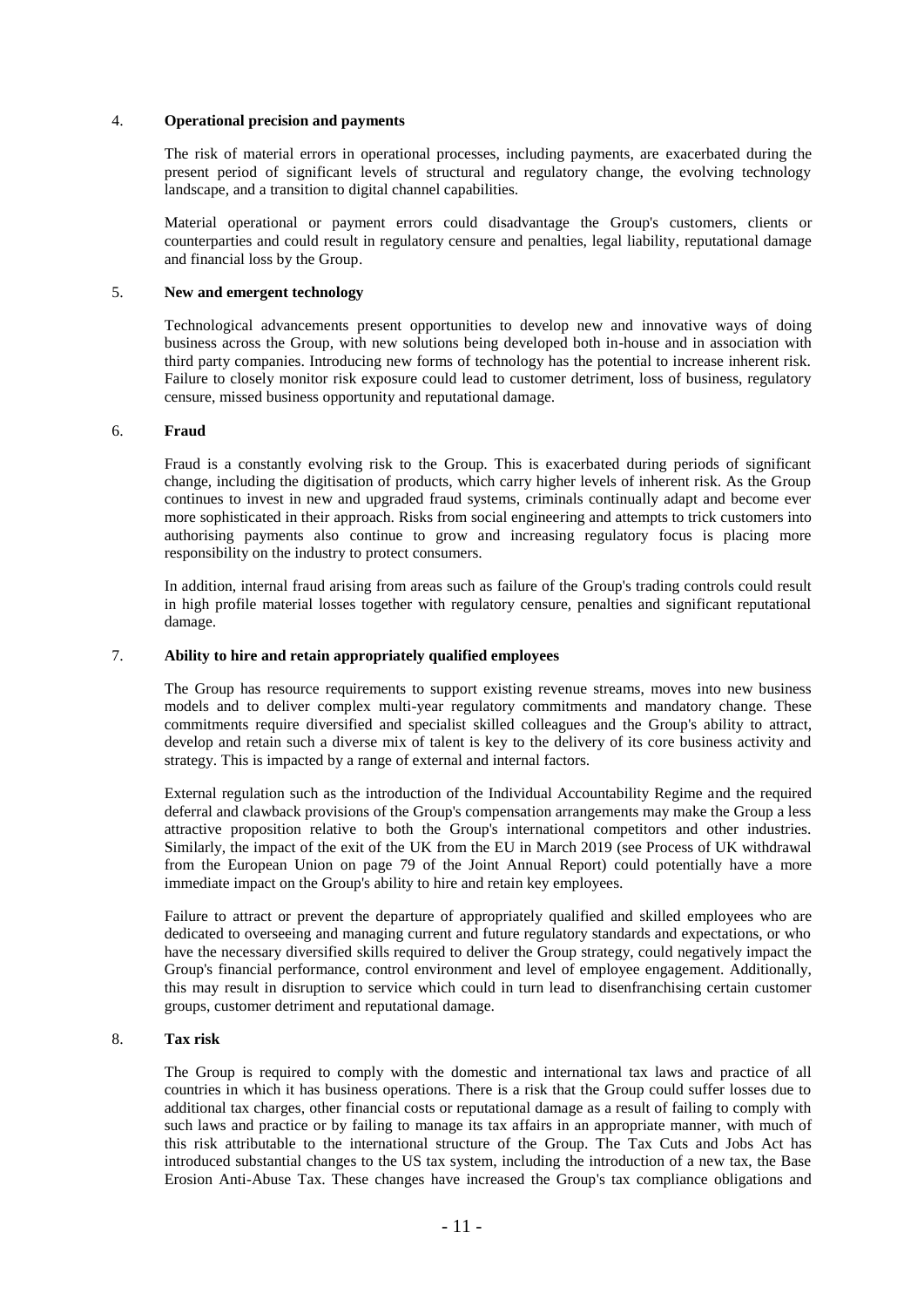4. **Operational precision and payments**

The risk of material errors in operational processes, including payments, are exacerbated during the present period of significant levels of structural and regulatory change, the evolving technology landscape, and a transition to digital channel capabilities.

Material operational or payment errors could disadvantage the Group's customers, clients or counterparties and could result in regulatory censure and penalties, legal liability, reputational damage and financial loss by the Group.

5. **New and emergent technology**

Technological advancements present opportunities to develop new and innovative ways of doing business across the Group, with new solutions being developed both in-house and in association with third party companies. Introducing new forms of technology has the potential to increase inherent risk. Failure to closely monitor risk exposure could lead to customer detriment, loss of business, regulatory censure, missed business opportunity and reputational damage.

6. **Fraud**

Fraud is a constantly evolving risk to the Group. This is exacerbated during periods of significant change, including the digitisation of products, which carry higher levels of inherent risk. As the Group continues to invest in new and upgraded fraud systems, criminals continually adapt and become ever more sophisticated in their approach. Risks from social engineering and attempts to trick customers into authorising payments also continue to grow and increasing regulatory focus is placing more responsibility on the industry to protect consumers.

In addition, internal fraud arising from areas such as failure of the Group's trading controls could result in high profile material losses together with regulatory censure, penalties and significant reputational damage.

7. **Ability to hire and retain appropriately qualified employees**

The Group has resource requirements to support existing revenue streams, moves into new business models and to deliver complex multi-year regulatory commitments and mandatory change. These commitments require diversified and specialist skilled colleagues and the Group's ability to attract, develop and retain such a diverse mix of talent is key to the delivery of its core business activity and strategy. This is impacted by a range of external and internal factors.

External regulation such as the introduction of the Individual Accountability Regime and the required deferral and clawback provisions of the Group's compensation arrangements may make the Group a less attractive proposition relative to both the Group's international competitors and other industries. Similarly, the impact of the exit of the UK from the EU in March 2019 (see Process of UK withdrawal from the European Union on page 79 of the Joint Annual Report) could potentially have a more immediate impact on the Group's ability to hire and retain key employees.

Failure to attract or prevent the departure of appropriately qualified and skilled employees who are dedicated to overseeing and managing current and future regulatory standards and expectations, or who have the necessary diversified skills required to deliver the Group strategy, could negatively impact the Group's financial performance, control environment and level of employee engagement. Additionally, this may result in disruption to service which could in turn lead to disenfranchising certain customer groups, customer detriment and reputational damage.

8. **Tax risk**

The Group is required to comply with the domestic and international tax laws and practice of all countries in which it has business operations. There is a risk that the Group could suffer losses due to additional tax charges, other financial costs or reputational damage as a result of failing to comply with such laws and practice or by failing to manage its tax affairs in an appropriate manner, with much of this risk attributable to the international structure of the Group. The Tax Cuts and Jobs Act has introduced substantial changes to the US tax system, including the introduction of a new tax, the Base Erosion Anti-Abuse Tax. These changes have increased the Group's tax compliance obligations and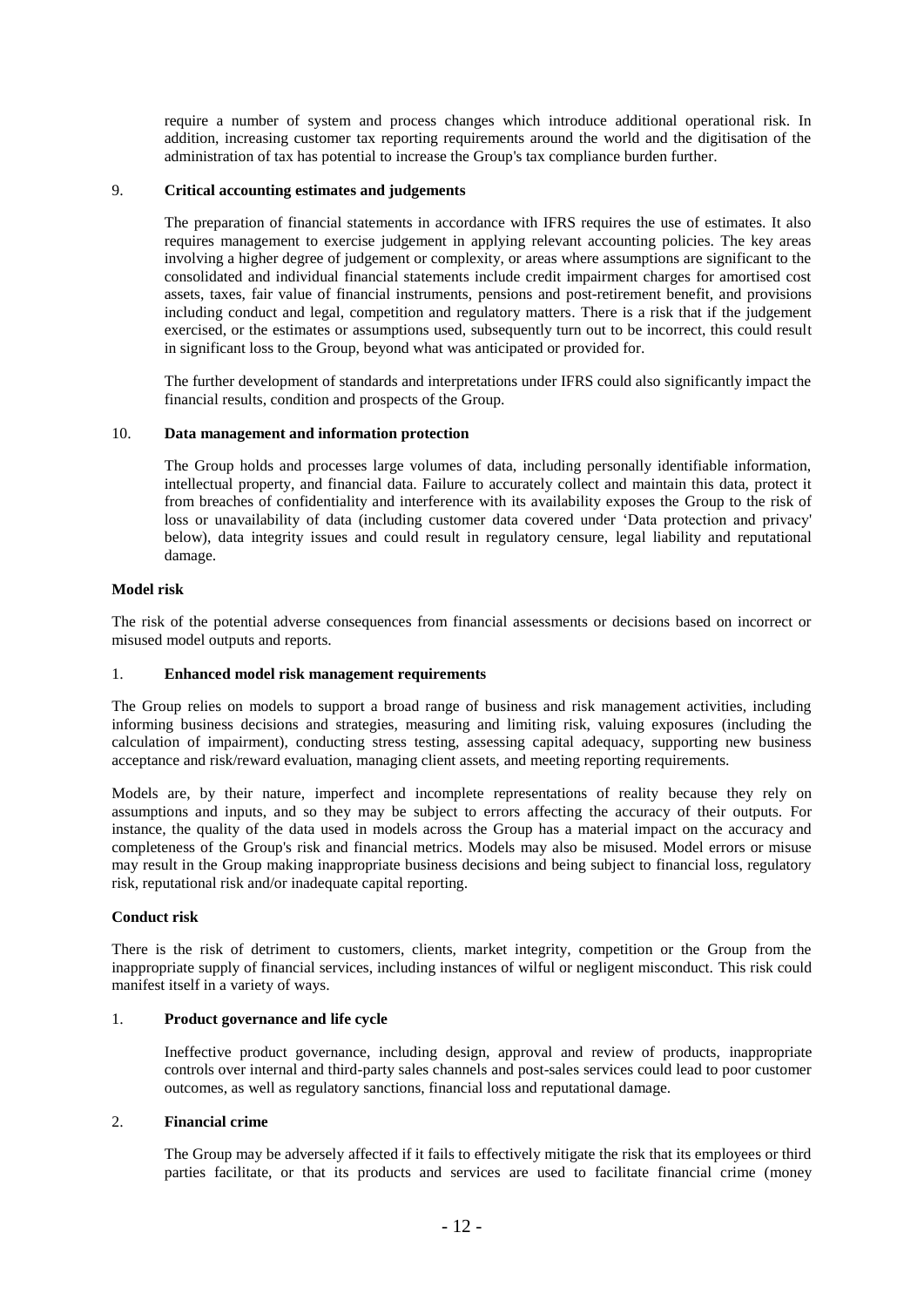require a number of system and process changes which introduce additional operational risk. In addition, increasing customer tax reporting requirements around the world and the digitisation of the administration of tax has potential to increase the Group's tax compliance burden further.

9. **Critical accounting estimates and judgements**

The preparation of financial statements in accordance with IFRS requires the use of estimates. It also requires management to exercise judgement in applying relevant accounting policies. The key areas involving a higher degree of judgement or complexity, or areas where assumptions are significant to the consolidated and individual financial statements include credit impairment charges for amortised cost assets, taxes, fair value of financial instruments, pensions and post-retirement benefit, and provisions including conduct and legal, competition and regulatory matters. There is a risk that if the judgement exercised, or the estimates or assumptions used, subsequently turn out to be incorrect, this could result in significant loss to the Group, beyond what was anticipated or provided for.

The further development of standards and interpretations under IFRS could also significantly impact the financial results, condition and prospects of the Group.

10. **Data management and information protection**

The Group holds and processes large volumes of data, including personally identifiable information, intellectual property, and financial data. Failure to accurately collect and maintain this data, protect it from breaches of confidentiality and interference with its availability exposes the Group to the risk of loss or unavailability of data (including customer data covered under 'Data protection and privacy' below), data integrity issues and could result in regulatory censure, legal liability and reputational damage.

**Model risk**

The risk of the potential adverse consequences from financial assessments or decisions based on incorrect or misused model outputs and reports.

1. **Enhanced model risk management requirements**

The Group relies on models to support a broad range of business and risk management activities, including informing business decisions and strategies, measuring and limiting risk, valuing exposures (including the calculation of impairment), conducting stress testing, assessing capital adequacy, supporting new business acceptance and risk/reward evaluation, managing client assets, and meeting reporting requirements.

Models are, by their nature, imperfect and incomplete representations of reality because they rely on assumptions and inputs, and so they may be subject to errors affecting the accuracy of their outputs. For instance, the quality of the data used in models across the Group has a material impact on the accuracy and completeness of the Group's risk and financial metrics. Models may also be misused. Model errors or misuse may result in the Group making inappropriate business decisions and being subject to financial loss, regulatory risk, reputational risk and/or inadequate capital reporting.

**Conduct risk**

There is the risk of detriment to customers, clients, market integrity, competition or the Group from the inappropriate supply of financial services, including instances of wilful or negligent misconduct. This risk could manifest itself in a variety of ways.

1. **Product governance and life cycle**

Ineffective product governance, including design, approval and review of products, inappropriate controls over internal and third-party sales channels and post-sales services could lead to poor customer outcomes, as well as regulatory sanctions, financial loss and reputational damage.

2. **Financial crime**

The Group may be adversely affected if it fails to effectively mitigate the risk that its employees or third parties facilitate, or that its products and services are used to facilitate financial crime (money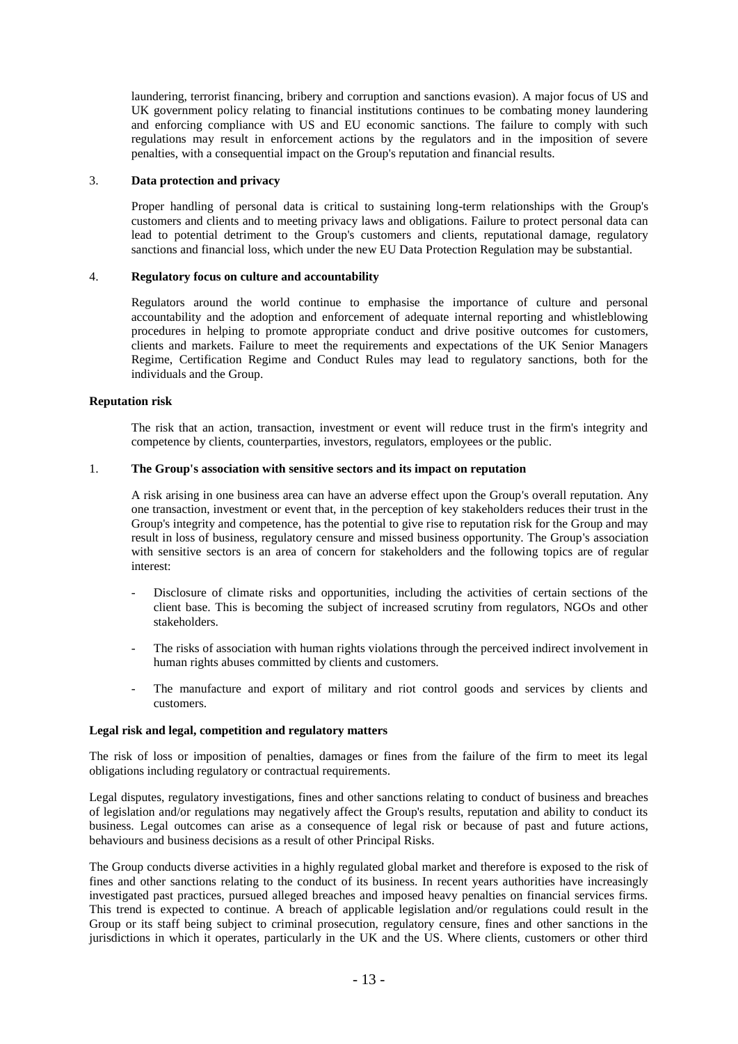laundering, terrorist financing, bribery and corruption and sanctions evasion). A major focus of US and UK government policy relating to financial institutions continues to be combating money laundering and enforcing compliance with US and EU economic sanctions. The failure to comply with such regulations may result in enforcement actions by the regulators and in the imposition of severe penalties, with a consequential impact on the Group's reputation and financial results.

3. **Data protection and privacy**

   Proper handling of personal data is critical to sustaining long-term relationships with the Group's customers and clients and to meeting privacy laws and obligations. Failure to protect personal data can lead to potential detriment to the Group's customers and clients, reputational damage, regulatory sanctions and financial loss, which under the new EU Data Protection Regulation may be substantial.

4. **Regulatory focus on culture and accountability**

   Regulators around the world continue to emphasise the importance of culture and personal accountability and the adoption and enforcement of adequate internal reporting and whistleblowing procedures in helping to promote appropriate conduct and drive positive outcomes for customers, clients and markets. Failure to meet the requirements and expectations of the UK Senior Managers Regime, Certification Regime and Conduct Rules may lead to regulatory sanctions, both for the individuals and the Group.

**Reputation risk**

The risk that an action, transaction, investment or event will reduce trust in the firm's integrity and competence by clients, counterparties, investors, regulators, employees or the public.

1. **The Group's association with sensitive sectors and its impact on reputation**

   A risk arising in one business area can have an adverse effect upon the Group's overall reputation. Any one transaction, investment or event that, in the perception of key stakeholders reduces their trust in the Group's integrity and competence, has the potential to give rise to reputation risk for the Group and may result in loss of business, regulatory censure and missed business opportunity. The Group's association with sensitive sectors is an area of concern for stakeholders and the following topics are of regular interest:

   - Disclosure of climate risks and opportunities, including the activities of certain sections of the client base. This is becoming the subject of increased scrutiny from regulators, NGOs and other stakeholders.

   - The risks of association with human rights violations through the perceived indirect involvement in human rights abuses committed by clients and customers.

   - The manufacture and export of military and riot control goods and services by clients and customers.

**Legal risk and legal, competition and regulatory matters**

The risk of loss or imposition of penalties, damages or fines from the failure of the firm to meet its legal obligations including regulatory or contractual requirements.

Legal disputes, regulatory investigations, fines and other sanctions relating to conduct of business and breaches of legislation and/or regulations may negatively affect the Group's results, reputation and ability to conduct its business. Legal outcomes can arise as a consequence of legal risk or because of past and future actions, behaviours and business decisions as a result of other Principal Risks.

The Group conducts diverse activities in a highly regulated global market and therefore is exposed to the risk of fines and other sanctions relating to the conduct of its business. In recent years authorities have increasingly investigated past practices, pursued alleged breaches and imposed heavy penalties on financial services firms. This trend is expected to continue. A breach of applicable legislation and/or regulations could result in the Group or its staff being subject to criminal prosecution, regulatory censure, fines and other sanctions in the jurisdictions in which it operates, particularly in the UK and the US. Where clients, customers or other third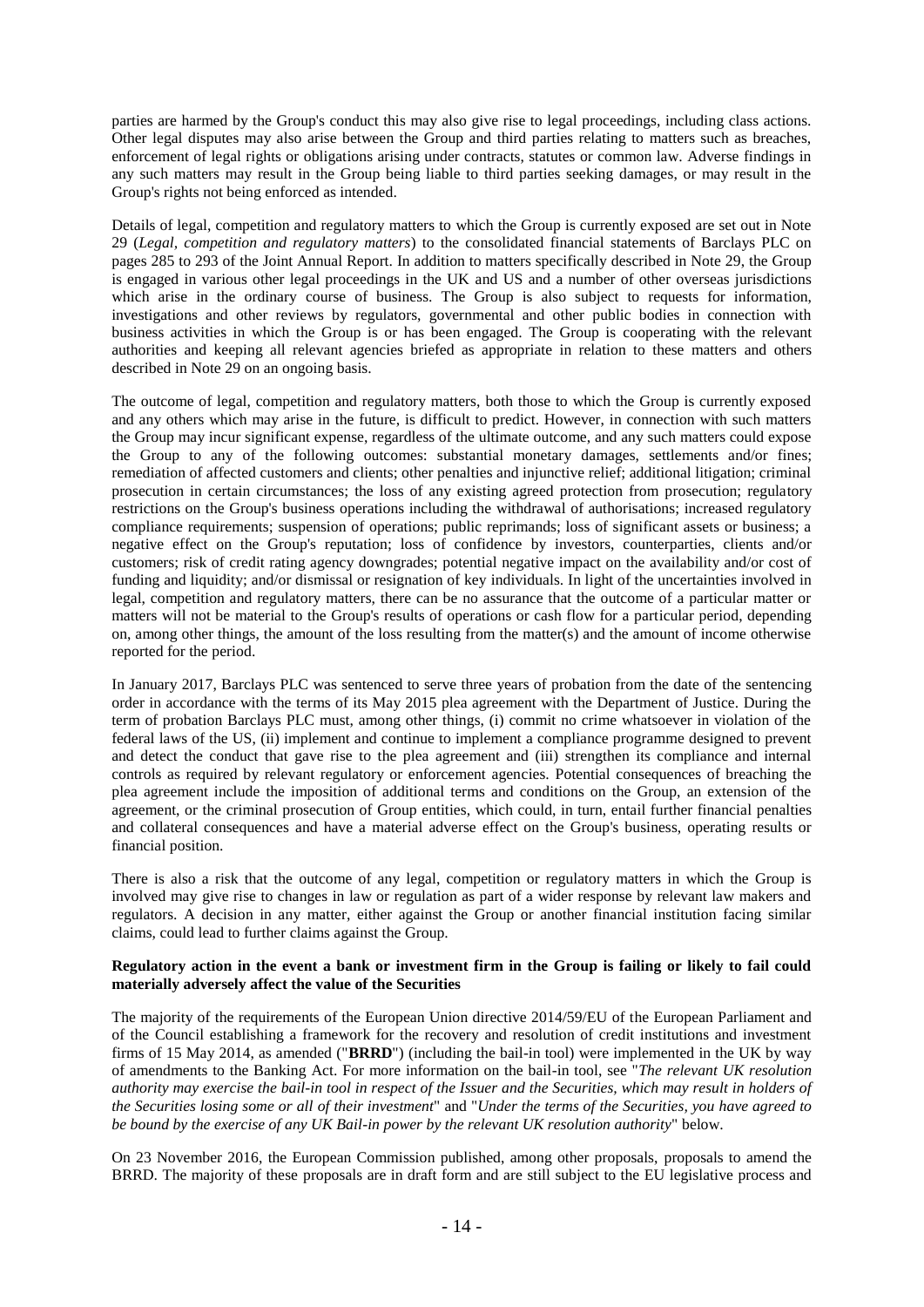parties are harmed by the Group's conduct this may also give rise to legal proceedings, including class actions. Other legal disputes may also arise between the Group and third parties relating to matters such as breaches, enforcement of legal rights or obligations arising under contracts, statutes or common law. Adverse findings in any such matters may result in the Group being liable to third parties seeking damages, or may result in the Group's rights not being enforced as intended.

Details of legal, competition and regulatory matters to which the Group is currently exposed are set out in Note 29 (*Legal, competition and regulatory matters*) to the consolidated financial statements of Barclays PLC on pages 285 to 293 of the Joint Annual Report. In addition to matters specifically described in Note 29, the Group is engaged in various other legal proceedings in the UK and US and a number of other overseas jurisdictions which arise in the ordinary course of business. The Group is also subject to requests for information, investigations and other reviews by regulators, governmental and other public bodies in connection with business activities in which the Group is or has been engaged. The Group is cooperating with the relevant authorities and keeping all relevant agencies briefed as appropriate in relation to these matters and others described in Note 29 on an ongoing basis.

The outcome of legal, competition and regulatory matters, both those to which the Group is currently exposed and any others which may arise in the future, is difficult to predict. However, in connection with such matters the Group may incur significant expense, regardless of the ultimate outcome, and any such matters could expose the Group to any of the following outcomes: substantial monetary damages, settlements and/or fines; remediation of affected customers and clients; other penalties and injunctive relief; additional litigation; criminal prosecution in certain circumstances; the loss of any existing agreed protection from prosecution; regulatory restrictions on the Group's business operations including the withdrawal of authorisations; increased regulatory compliance requirements; suspension of operations; public reprimands; loss of significant assets or business; a negative effect on the Group's reputation; loss of confidence by investors, counterparties, clients and/or customers; risk of credit rating agency downgrades; potential negative impact on the availability and/or cost of funding and liquidity; and/or dismissal or resignation of key individuals. In light of the uncertainties involved in legal, competition and regulatory matters, there can be no assurance that the outcome of a particular matter or matters will not be material to the Group's results of operations or cash flow for a particular period, depending on, among other things, the amount of the loss resulting from the matter(s) and the amount of income otherwise reported for the period.

In January 2017, Barclays PLC was sentenced to serve three years of probation from the date of the sentencing order in accordance with the terms of its May 2015 plea agreement with the Department of Justice. During the term of probation Barclays PLC must, among other things, (i) commit no crime whatsoever in violation of the federal laws of the US, (ii) implement and continue to implement a compliance programme designed to prevent and detect the conduct that gave rise to the plea agreement and (iii) strengthen its compliance and internal controls as required by relevant regulatory or enforcement agencies. Potential consequences of breaching the plea agreement include the imposition of additional terms and conditions on the Group, an extension of the agreement, or the criminal prosecution of Group entities, which could, in turn, entail further financial penalties and collateral consequences and have a material adverse effect on the Group's business, operating results or financial position.

There is also a risk that the outcome of any legal, competition or regulatory matters in which the Group is involved may give rise to changes in law or regulation as part of a wider response by relevant law makers and regulators. A decision in any matter, either against the Group or another financial institution facing similar claims, could lead to further claims against the Group.

**Regulatory action in the event a bank or investment firm in the Group is failing or likely to fail could materially adversely affect the value of the Securities**

The majority of the requirements of the European Union directive 2014/59/EU of the European Parliament and of the Council establishing a framework for the recovery and resolution of credit institutions and investment firms of 15 May 2014, as amended ("**BRRD**") (including the bail-in tool) were implemented in the UK by way of amendments to the Banking Act. For more information on the bail-in tool, see "*The relevant UK resolution authority may exercise the bail-in tool in respect of the Issuer and the Securities, which may result in holders of the Securities losing some or all of their investment*" and "*Under the terms of the Securities, you have agreed to be bound by the exercise of any UK Bail-in power by the relevant UK resolution authority*" below.

On 23 November 2016, the European Commission published, among other proposals, proposals to amend the BRRD. The majority of these proposals are in draft form and are still subject to the EU legislative process and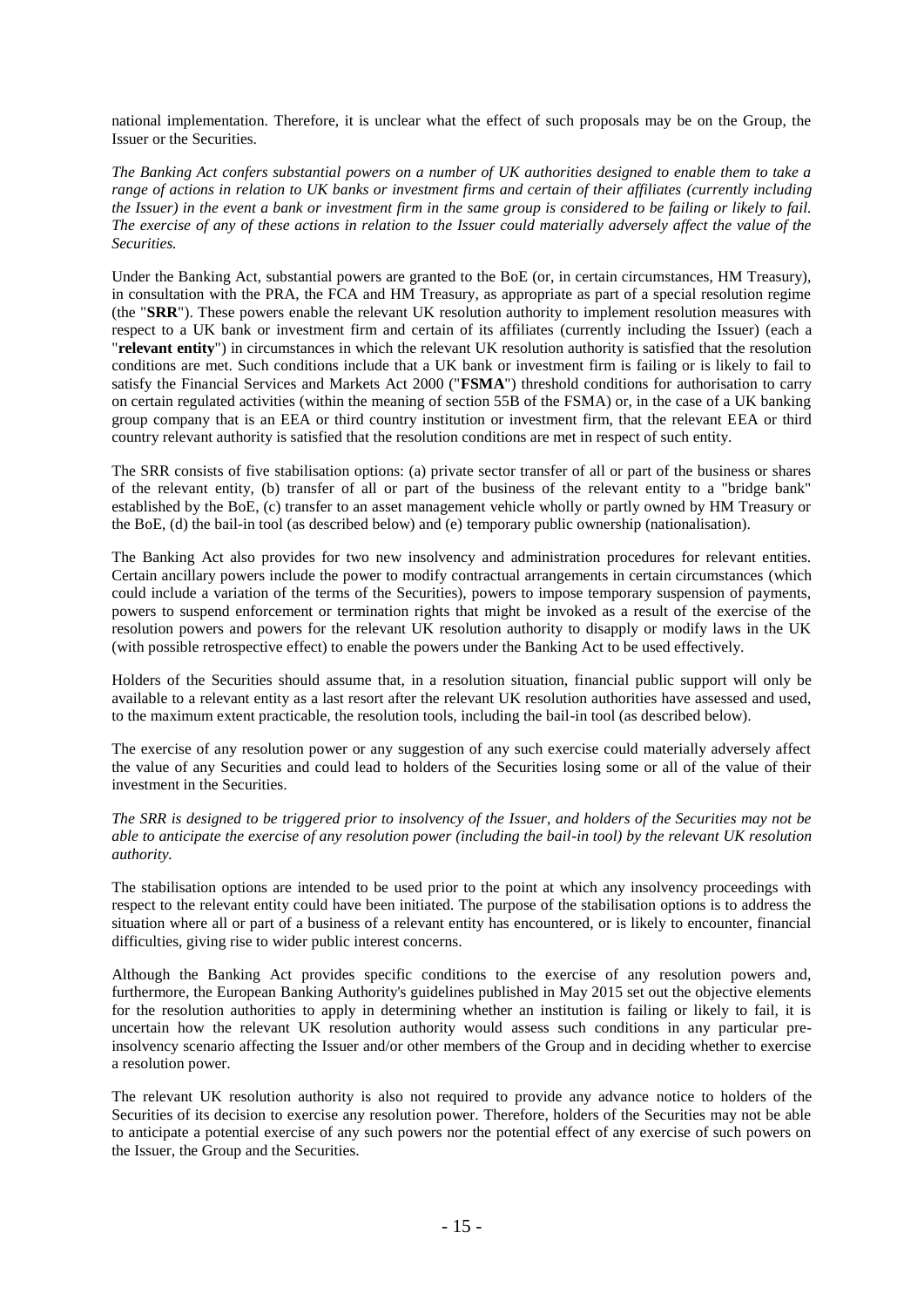national implementation. Therefore, it is unclear what the effect of such proposals may be on the Group, the Issuer or the Securities.

*The Banking Act confers substantial powers on a number of UK authorities designed to enable them to take a range of actions in relation to UK banks or investment firms and certain of their affiliates (currently including the Issuer) in the event a bank or investment firm in the same group is considered to be failing or likely to fail. The exercise of any of these actions in relation to the Issuer could materially adversely affect the value of the Securities.*

Under the Banking Act, substantial powers are granted to the BoE (or, in certain circumstances, HM Treasury), in consultation with the PRA, the FCA and HM Treasury, as appropriate as part of a special resolution regime (the "**SRR**"). These powers enable the relevant UK resolution authority to implement resolution measures with respect to a UK bank or investment firm and certain of its affiliates (currently including the Issuer) (each a "**relevant entity**") in circumstances in which the relevant UK resolution authority is satisfied that the resolution conditions are met. Such conditions include that a UK bank or investment firm is failing or is likely to fail to satisfy the Financial Services and Markets Act 2000 ("**FSMA**") threshold conditions for authorisation to carry on certain regulated activities (within the meaning of section 55B of the FSMA) or, in the case of a UK banking group company that is an EEA or third country institution or investment firm, that the relevant EEA or third country relevant authority is satisfied that the resolution conditions are met in respect of such entity.

The SRR consists of five stabilisation options: (a) private sector transfer of all or part of the business or shares of the relevant entity, (b) transfer of all or part of the business of the relevant entity to a "bridge bank" established by the BoE, (c) transfer to an asset management vehicle wholly or partly owned by HM Treasury or the BoE, (d) the bail-in tool (as described below) and (e) temporary public ownership (nationalisation).

The Banking Act also provides for two new insolvency and administration procedures for relevant entities. Certain ancillary powers include the power to modify contractual arrangements in certain circumstances (which could include a variation of the terms of the Securities), powers to impose temporary suspension of payments, powers to suspend enforcement or termination rights that might be invoked as a result of the exercise of the resolution powers and powers for the relevant UK resolution authority to disapply or modify laws in the UK (with possible retrospective effect) to enable the powers under the Banking Act to be used effectively.

Holders of the Securities should assume that, in a resolution situation, financial public support will only be available to a relevant entity as a last resort after the relevant UK resolution authorities have assessed and used, to the maximum extent practicable, the resolution tools, including the bail-in tool (as described below).

The exercise of any resolution power or any suggestion of any such exercise could materially adversely affect the value of any Securities and could lead to holders of the Securities losing some or all of the value of their investment in the Securities.

*The SRR is designed to be triggered prior to insolvency of the Issuer, and holders of the Securities may not be able to anticipate the exercise of any resolution power (including the bail-in tool) by the relevant UK resolution authority.*

The stabilisation options are intended to be used prior to the point at which any insolvency proceedings with respect to the relevant entity could have been initiated. The purpose of the stabilisation options is to address the situation where all or part of a business of a relevant entity has encountered, or is likely to encounter, financial difficulties, giving rise to wider public interest concerns.

Although the Banking Act provides specific conditions to the exercise of any resolution powers and, furthermore, the European Banking Authority's guidelines published in May 2015 set out the objective elements for the resolution authorities to apply in determining whether an institution is failing or likely to fail, it is uncertain how the relevant UK resolution authority would assess such conditions in any particular pre-insolvency scenario affecting the Issuer and/or other members of the Group and in deciding whether to exercise a resolution power.

The relevant UK resolution authority is also not required to provide any advance notice to holders of the Securities of its decision to exercise any resolution power. Therefore, holders of the Securities may not be able to anticipate a potential exercise of any such powers nor the potential effect of any exercise of such powers on the Issuer, the Group and the Securities.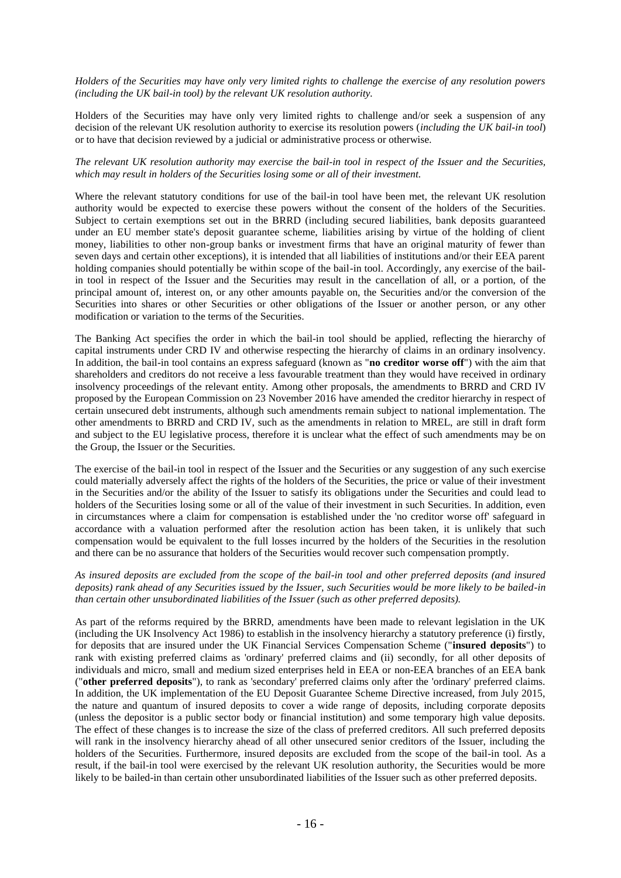*Holders of the Securities may have only very limited rights to challenge the exercise of any resolution powers (including the UK bail-in tool) by the relevant UK resolution authority.*

Holders of the Securities may have only very limited rights to challenge and/or seek a suspension of any decision of the relevant UK resolution authority to exercise its resolution powers (*including the UK bail-in tool*) or to have that decision reviewed by a judicial or administrative process or otherwise.

*The relevant UK resolution authority may exercise the bail-in tool in respect of the Issuer and the Securities, which may result in holders of the Securities losing some or all of their investment.*

Where the relevant statutory conditions for use of the bail-in tool have been met, the relevant UK resolution authority would be expected to exercise these powers without the consent of the holders of the Securities. Subject to certain exemptions set out in the BRRD (including secured liabilities, bank deposits guaranteed under an EU member state's deposit guarantee scheme, liabilities arising by virtue of the holding of client money, liabilities to other non-group banks or investment firms that have an original maturity of fewer than seven days and certain other exceptions), it is intended that all liabilities of institutions and/or their EEA parent holding companies should potentially be within scope of the bail-in tool. Accordingly, any exercise of the bail-in tool in respect of the Issuer and the Securities may result in the cancellation of all, or a portion, of the principal amount of, interest on, or any other amounts payable on, the Securities and/or the conversion of the Securities into shares or other Securities or other obligations of the Issuer or another person, or any other modification or variation to the terms of the Securities.

The Banking Act specifies the order in which the bail-in tool should be applied, reflecting the hierarchy of capital instruments under CRD IV and otherwise respecting the hierarchy of claims in an ordinary insolvency. In addition, the bail-in tool contains an express safeguard (known as "**no creditor worse off**") with the aim that shareholders and creditors do not receive a less favourable treatment than they would have received in ordinary insolvency proceedings of the relevant entity. Among other proposals, the amendments to BRRD and CRD IV proposed by the European Commission on 23 November 2016 have amended the creditor hierarchy in respect of certain unsecured debt instruments, although such amendments remain subject to national implementation. The other amendments to BRRD and CRD IV, such as the amendments in relation to MREL, are still in draft form and subject to the EU legislative process, therefore it is unclear what the effect of such amendments may be on the Group, the Issuer or the Securities.

The exercise of the bail-in tool in respect of the Issuer and the Securities or any suggestion of any such exercise could materially adversely affect the rights of the holders of the Securities, the price or value of their investment in the Securities and/or the ability of the Issuer to satisfy its obligations under the Securities and could lead to holders of the Securities losing some or all of the value of their investment in such Securities. In addition, even in circumstances where a claim for compensation is established under the 'no creditor worse off' safeguard in accordance with a valuation performed after the resolution action has been taken, it is unlikely that such compensation would be equivalent to the full losses incurred by the holders of the Securities in the resolution and there can be no assurance that holders of the Securities would recover such compensation promptly.

*As insured deposits are excluded from the scope of the bail-in tool and other preferred deposits (and insured deposits) rank ahead of any Securities issued by the Issuer, such Securities would be more likely to be bailed-in than certain other unsubordinated liabilities of the Issuer (such as other preferred deposits).*

As part of the reforms required by the BRRD, amendments have been made to relevant legislation in the UK (including the UK Insolvency Act 1986) to establish in the insolvency hierarchy a statutory preference (i) firstly, for deposits that are insured under the UK Financial Services Compensation Scheme ("**insured deposits**") to rank with existing preferred claims as 'ordinary' preferred claims and (ii) secondly, for all other deposits of individuals and micro, small and medium sized enterprises held in EEA or non-EEA branches of an EEA bank ("**other preferred deposits**"), to rank as 'secondary' preferred claims only after the 'ordinary' preferred claims. In addition, the UK implementation of the EU Deposit Guarantee Scheme Directive increased, from July 2015, the nature and quantum of insured deposits to cover a wide range of deposits, including corporate deposits (unless the depositor is a public sector body or financial institution) and some temporary high value deposits. The effect of these changes is to increase the size of the class of preferred creditors. All such preferred deposits will rank in the insolvency hierarchy ahead of all other unsecured senior creditors of the Issuer, including the holders of the Securities. Furthermore, insured deposits are excluded from the scope of the bail-in tool. As a result, if the bail-in tool were exercised by the relevant UK resolution authority, the Securities would be more likely to be bailed-in than certain other unsubordinated liabilities of the Issuer such as other preferred deposits.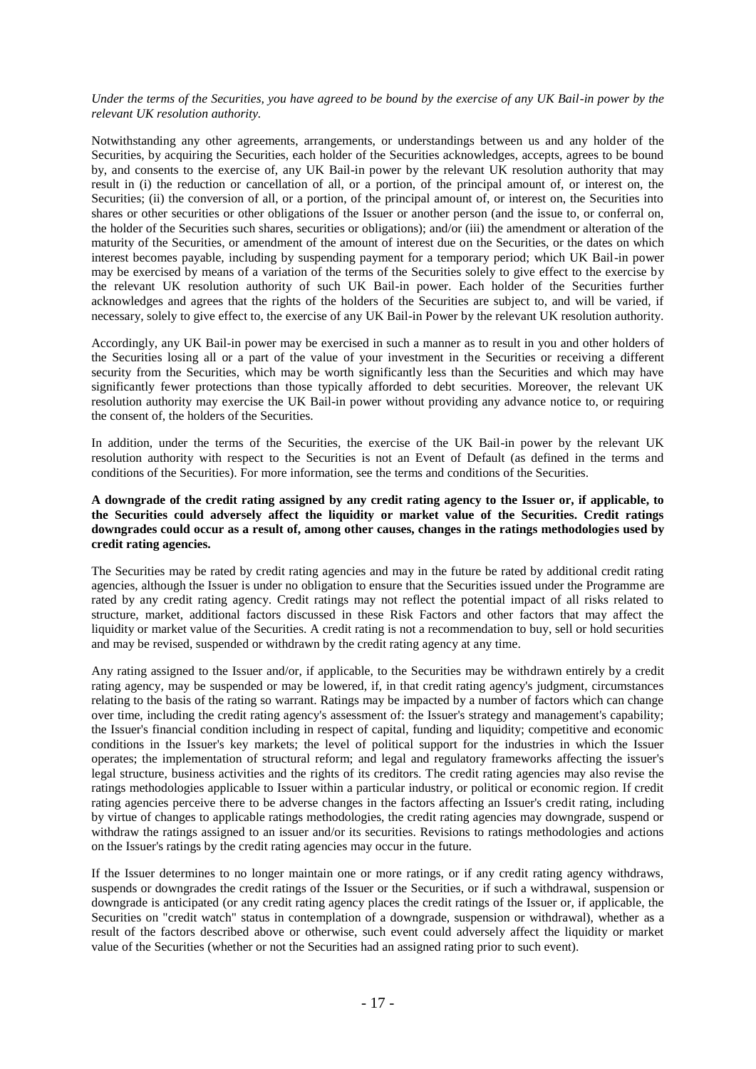*Under the terms of the Securities, you have agreed to be bound by the exercise of any UK Bail-in power by the relevant UK resolution authority.*

Notwithstanding any other agreements, arrangements, or understandings between us and any holder of the Securities, by acquiring the Securities, each holder of the Securities acknowledges, accepts, agrees to be bound by, and consents to the exercise of, any UK Bail-in power by the relevant UK resolution authority that may result in (i) the reduction or cancellation of all, or a portion, of the principal amount of, or interest on, the Securities; (ii) the conversion of all, or a portion, of the principal amount of, or interest on, the Securities into shares or other securities or other obligations of the Issuer or another person (and the issue to, or conferral on, the holder of the Securities such shares, securities or obligations); and/or (iii) the amendment or alteration of the maturity of the Securities, or amendment of the amount of interest due on the Securities, or the dates on which interest becomes payable, including by suspending payment for a temporary period; which UK Bail-in power may be exercised by means of a variation of the terms of the Securities solely to give effect to the exercise by the relevant UK resolution authority of such UK Bail-in power. Each holder of the Securities further acknowledges and agrees that the rights of the holders of the Securities are subject to, and will be varied, if necessary, solely to give effect to, the exercise of any UK Bail-in Power by the relevant UK resolution authority.

Accordingly, any UK Bail-in power may be exercised in such a manner as to result in you and other holders of the Securities losing all or a part of the value of your investment in the Securities or receiving a different security from the Securities, which may be worth significantly less than the Securities and which may have significantly fewer protections than those typically afforded to debt securities. Moreover, the relevant UK resolution authority may exercise the UK Bail-in power without providing any advance notice to, or requiring the consent of, the holders of the Securities.

In addition, under the terms of the Securities, the exercise of the UK Bail-in power by the relevant UK resolution authority with respect to the Securities is not an Event of Default (as defined in the terms and conditions of the Securities). For more information, see the terms and conditions of the Securities.

**A downgrade of the credit rating assigned by any credit rating agency to the Issuer or, if applicable, to the Securities could adversely affect the liquidity or market value of the Securities. Credit ratings downgrades could occur as a result of, among other causes, changes in the ratings methodologies used by credit rating agencies.**

The Securities may be rated by credit rating agencies and may in the future be rated by additional credit rating agencies, although the Issuer is under no obligation to ensure that the Securities issued under the Programme are rated by any credit rating agency. Credit ratings may not reflect the potential impact of all risks related to structure, market, additional factors discussed in these Risk Factors and other factors that may affect the liquidity or market value of the Securities. A credit rating is not a recommendation to buy, sell or hold securities and may be revised, suspended or withdrawn by the credit rating agency at any time.

Any rating assigned to the Issuer and/or, if applicable, to the Securities may be withdrawn entirely by a credit rating agency, may be suspended or may be lowered, if, in that credit rating agency's judgment, circumstances relating to the basis of the rating so warrant. Ratings may be impacted by a number of factors which can change over time, including the credit rating agency's assessment of: the Issuer's strategy and management's capability; the Issuer's financial condition including in respect of capital, funding and liquidity; competitive and economic conditions in the Issuer's key markets; the level of political support for the industries in which the Issuer operates; the implementation of structural reform; and legal and regulatory frameworks affecting the issuer's legal structure, business activities and the rights of its creditors. The credit rating agencies may also revise the ratings methodologies applicable to Issuer within a particular industry, or political or economic region. If credit rating agencies perceive there to be adverse changes in the factors affecting an Issuer's credit rating, including by virtue of changes to applicable ratings methodologies, the credit rating agencies may downgrade, suspend or withdraw the ratings assigned to an issuer and/or its securities. Revisions to ratings methodologies and actions on the Issuer's ratings by the credit rating agencies may occur in the future.

If the Issuer determines to no longer maintain one or more ratings, or if any credit rating agency withdraws, suspends or downgrades the credit ratings of the Issuer or the Securities, or if such a withdrawal, suspension or downgrade is anticipated (or any credit rating agency places the credit ratings of the Issuer or, if applicable, the Securities on "credit watch" status in contemplation of a downgrade, suspension or withdrawal), whether as a result of the factors described above or otherwise, such event could adversely affect the liquidity or market value of the Securities (whether or not the Securities had an assigned rating prior to such event).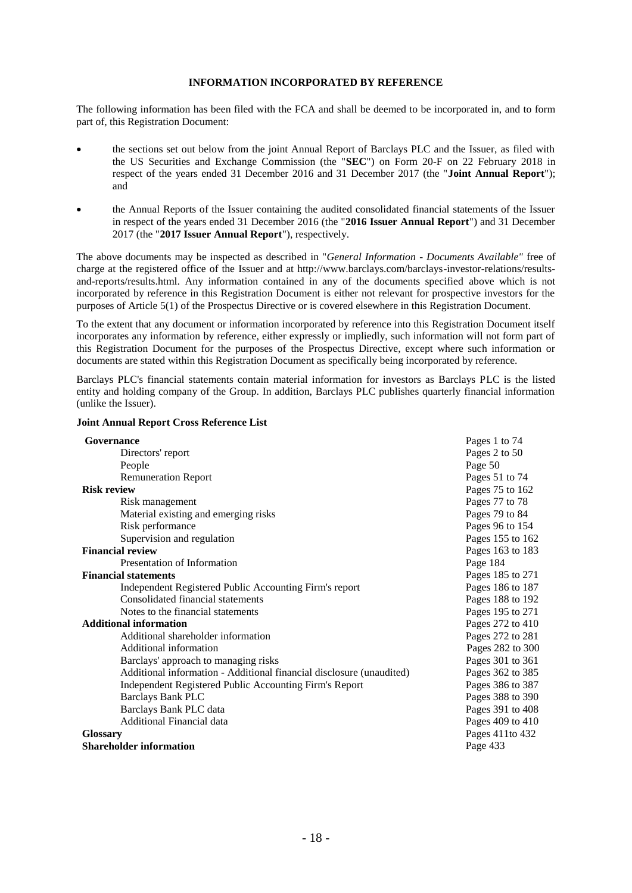## INFORMATION INCORPORATED BY REFERENCE

The following information has been filed with the FCA and shall be deemed to be incorporated in, and to form part of, this Registration Document:

- the sections set out below from the joint Annual Report of Barclays PLC and the Issuer, as filed with the US Securities and Exchange Commission (the "**SEC**") on Form 20-F on 22 February 2018 in respect of the years ended 31 December 2016 and 31 December 2017 (the "**Joint Annual Report**"); and
- the Annual Reports of the Issuer containing the audited consolidated financial statements of the Issuer in respect of the years ended 31 December 2016 (the "**2016 Issuer Annual Report**") and 31 December 2017 (the "**2017 Issuer Annual Report**"), respectively.

The above documents may be inspected as described in "*General Information - Documents Available*" free of charge at the registered office of the Issuer and at http://www.barclays.com/barclays-investor-relations/results-and-reports/results.html. Any information contained in any of the documents specified above which is not incorporated by reference in this Registration Document is either not relevant for prospective investors for the purposes of Article 5(1) of the Prospectus Directive or is covered elsewhere in this Registration Document.

To the extent that any document or information incorporated by reference into this Registration Document itself incorporates any information by reference, either expressly or impliedly, such information will not form part of this Registration Document for the purposes of the Prospectus Directive, except where such information or documents are stated within this Registration Document as specifically being incorporated by reference.

Barclays PLC's financial statements contain material information for investors as Barclays PLC is the listed entity and holding company of the Group. In addition, Barclays PLC publishes quarterly financial information (unlike the Issuer).

**Joint Annual Report Cross Reference List**

| | |
|---|---|
| **Governance** | Pages 1 to 74 |
| Directors' report | Pages 2 to 50 |
| People | Page 50 |
| Remuneration Report | Pages 51 to 74 |
| **Risk review** | Pages 75 to 162 |
| Risk management | Pages 77 to 78 |
| Material existing and emerging risks | Pages 79 to 84 |
| Risk performance | Pages 96 to 154 |
| Supervision and regulation | Pages 155 to 162 |
| **Financial review** | Pages 163 to 183 |
| Presentation of Information | Page 184 |
| **Financial statements** | Pages 185 to 271 |
| Independent Registered Public Accounting Firm's report | Pages 186 to 187 |
| Consolidated financial statements | Pages 188 to 192 |
| Notes to the financial statements | Pages 195 to 271 |
| **Additional information** | Pages 272 to 410 |
| Additional shareholder information | Pages 272 to 281 |
| Additional information | Pages 282 to 300 |
| Barclays' approach to managing risks | Pages 301 to 361 |
| Additional information - Additional financial disclosure (unaudited) | Pages 362 to 385 |
| Independent Registered Public Accounting Firm's Report | Pages 386 to 387 |
| Barclays Bank PLC | Pages 388 to 390 |
| Barclays Bank PLC data | Pages 391 to 408 |
| Additional Financial data | Pages 409 to 410 |
| **Glossary** | Pages 411to 432 |
| **Shareholder information** | Page 433 |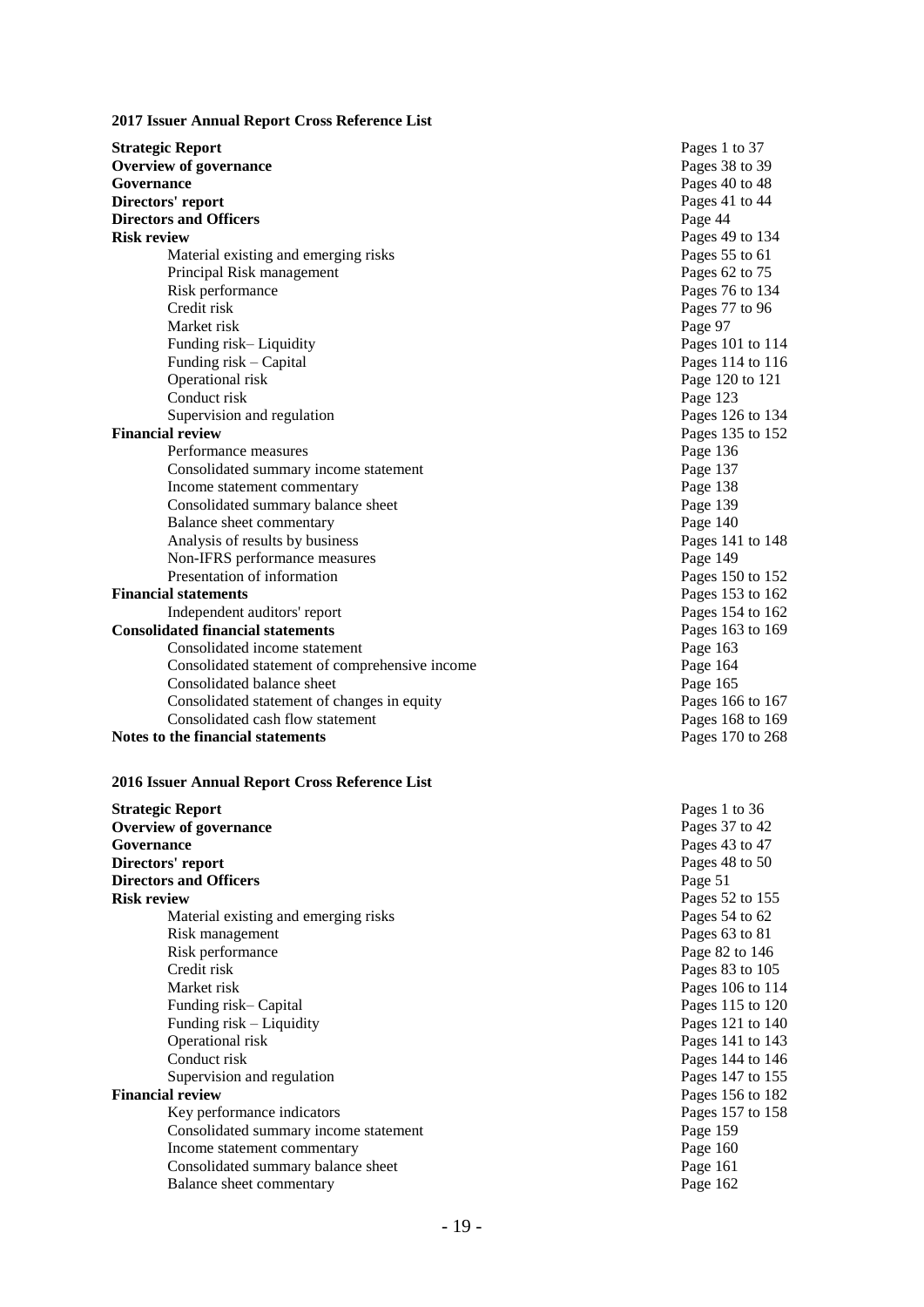**2017 Issuer Annual Report Cross Reference List**

| | |
|---|---|
| **Strategic Report** | Pages 1 to 37 |
| **Overview of governance** | Pages 38 to 39 |
| **Governance** | Pages 40 to 48 |
| **Directors' report** | Pages 41 to 44 |
| **Directors and Officers** | Page 44 |
| **Risk review** | Pages 49 to 134 |
| Material existing and emerging risks | Pages 55 to 61 |
| Principal Risk management | Pages 62 to 75 |
| Risk performance | Pages 76 to 134 |
| Credit risk | Pages 77 to 96 |
| Market risk | Page 97 |
| Funding risk– Liquidity | Pages 101 to 114 |
| Funding risk – Capital | Pages 114 to 116 |
| Operational risk | Page 120 to 121 |
| Conduct risk | Page 123 |
| Supervision and regulation | Pages 126 to 134 |
| **Financial review** | Pages 135 to 152 |
| Performance measures | Page 136 |
| Consolidated summary income statement | Page 137 |
| Income statement commentary | Page 138 |
| Consolidated summary balance sheet | Page 139 |
| Balance sheet commentary | Page 140 |
| Analysis of results by business | Pages 141 to 148 |
| Non-IFRS performance measures | Page 149 |
| Presentation of information | Pages 150 to 152 |
| **Financial statements** | Pages 153 to 162 |
| Independent auditors' report | Pages 154 to 162 |
| **Consolidated financial statements** | Pages 163 to 169 |
| Consolidated income statement | Page 163 |
| Consolidated statement of comprehensive income | Page 164 |
| Consolidated balance sheet | Page 165 |
| Consolidated statement of changes in equity | Pages 166 to 167 |
| Consolidated cash flow statement | Pages 168 to 169 |
| **Notes to the financial statements** | Pages 170 to 268 |

**2016 Issuer Annual Report Cross Reference List**

| | |
|---|---|
| **Strategic Report** | Pages 1 to 36 |
| **Overview of governance** | Pages 37 to 42 |
| **Governance** | Pages 43 to 47 |
| **Directors' report** | Pages 48 to 50 |
| **Directors and Officers** | Page 51 |
| **Risk review** | Pages 52 to 155 |
| Material existing and emerging risks | Pages 54 to 62 |
| Risk management | Pages 63 to 81 |
| Risk performance | Page 82 to 146 |
| Credit risk | Pages 83 to 105 |
| Market risk | Pages 106 to 114 |
| Funding risk– Capital | Pages 115 to 120 |
| Funding risk – Liquidity | Pages 121 to 140 |
| Operational risk | Pages 141 to 143 |
| Conduct risk | Pages 144 to 146 |
| Supervision and regulation | Pages 147 to 155 |
| **Financial review** | Pages 156 to 182 |
| Key performance indicators | Pages 157 to 158 |
| Consolidated summary income statement | Page 159 |
| Income statement commentary | Page 160 |
| Consolidated summary balance sheet | Page 161 |
| Balance sheet commentary | Page 162 |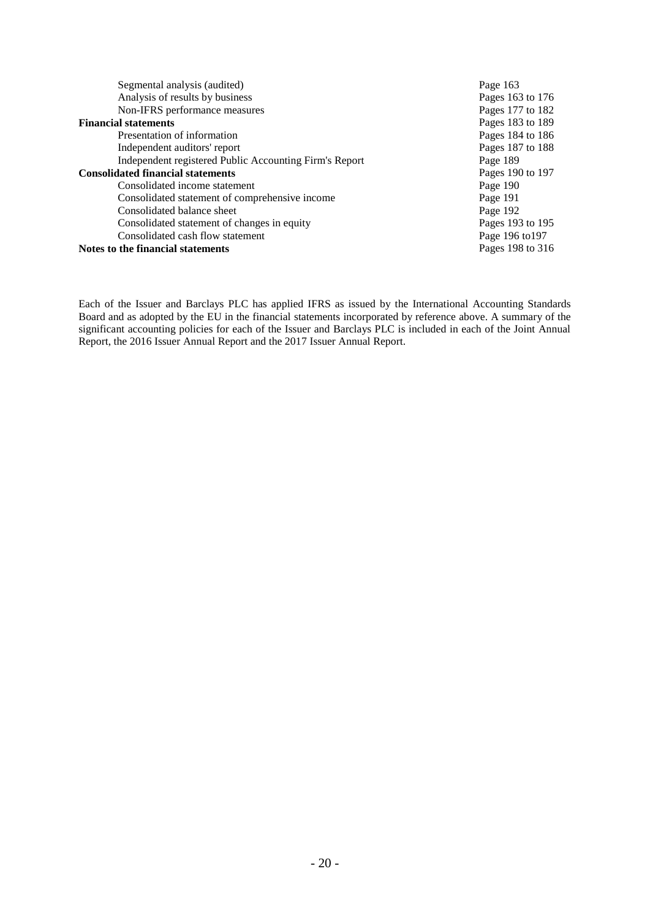| | |
|---|---|
| Segmental analysis (audited) | Page 163 |
| Analysis of results by business | Pages 163 to 176 |
| Non-IFRS performance measures | Pages 177 to 182 |
| **Financial statements** | Pages 183 to 189 |
| Presentation of information | Pages 184 to 186 |
| Independent auditors' report | Pages 187 to 188 |
| Independent registered Public Accounting Firm's Report | Page 189 |
| **Consolidated financial statements** | Pages 190 to 197 |
| Consolidated income statement | Page 190 |
| Consolidated statement of comprehensive income | Page 191 |
| Consolidated balance sheet | Page 192 |
| Consolidated statement of changes in equity | Pages 193 to 195 |
| Consolidated cash flow statement | Page 196 to197 |
| **Notes to the financial statements** | Pages 198 to 316 |

Each of the Issuer and Barclays PLC has applied IFRS as issued by the International Accounting Standards Board and as adopted by the EU in the financial statements incorporated by reference above. A summary of the significant accounting policies for each of the Issuer and Barclays PLC is included in each of the Joint Annual Report, the 2016 Issuer Annual Report and the 2017 Issuer Annual Report.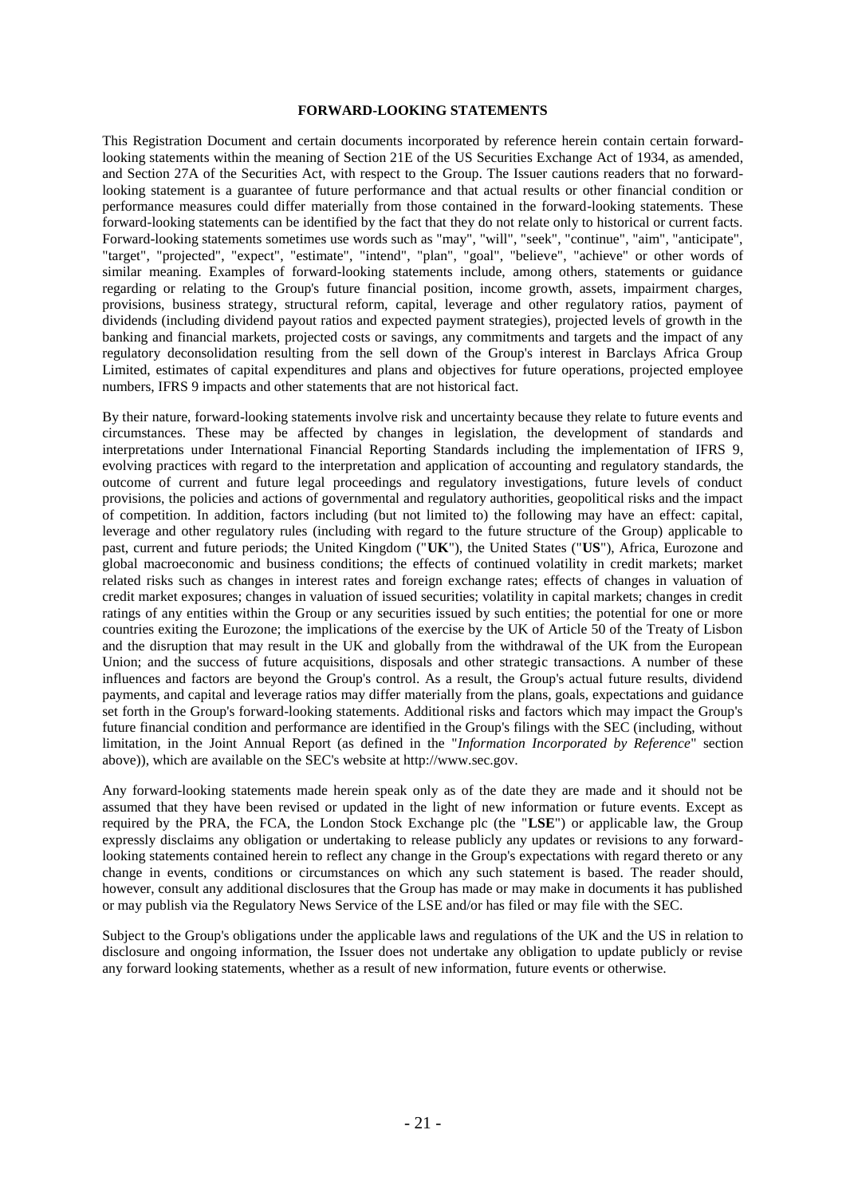## FORWARD-LOOKING STATEMENTS

This Registration Document and certain documents incorporated by reference herein contain certain forward-looking statements within the meaning of Section 21E of the US Securities Exchange Act of 1934, as amended, and Section 27A of the Securities Act, with respect to the Group. The Issuer cautions readers that no forward-looking statement is a guarantee of future performance and that actual results or other financial condition or performance measures could differ materially from those contained in the forward-looking statements. These forward-looking statements can be identified by the fact that they do not relate only to historical or current facts. Forward-looking statements sometimes use words such as "may", "will", "seek", "continue", "aim", "anticipate", "target", "projected", "expect", "estimate", "intend", "plan", "goal", "believe", "achieve" or other words of similar meaning. Examples of forward-looking statements include, among others, statements or guidance regarding or relating to the Group's future financial position, income growth, assets, impairment charges, provisions, business strategy, structural reform, capital, leverage and other regulatory ratios, payment of dividends (including dividend payout ratios and expected payment strategies), projected levels of growth in the banking and financial markets, projected costs or savings, any commitments and targets and the impact of any regulatory deconsolidation resulting from the sell down of the Group's interest in Barclays Africa Group Limited, estimates of capital expenditures and plans and objectives for future operations, projected employee numbers, IFRS 9 impacts and other statements that are not historical fact.

By their nature, forward-looking statements involve risk and uncertainty because they relate to future events and circumstances. These may be affected by changes in legislation, the development of standards and interpretations under International Financial Reporting Standards including the implementation of IFRS 9, evolving practices with regard to the interpretation and application of accounting and regulatory standards, the outcome of current and future legal proceedings and regulatory investigations, future levels of conduct provisions, the policies and actions of governmental and regulatory authorities, geopolitical risks and the impact of competition. In addition, factors including (but not limited to) the following may have an effect: capital, leverage and other regulatory rules (including with regard to the future structure of the Group) applicable to past, current and future periods; the United Kingdom ("**UK**"), the United States ("**US**"), Africa, Eurozone and global macroeconomic and business conditions; the effects of continued volatility in credit markets; market related risks such as changes in interest rates and foreign exchange rates; effects of changes in valuation of credit market exposures; changes in valuation of issued securities; volatility in capital markets; changes in credit ratings of any entities within the Group or any securities issued by such entities; the potential for one or more countries exiting the Eurozone; the implications of the exercise by the UK of Article 50 of the Treaty of Lisbon and the disruption that may result in the UK and globally from the withdrawal of the UK from the European Union; and the success of future acquisitions, disposals and other strategic transactions. A number of these influences and factors are beyond the Group's control. As a result, the Group's actual future results, dividend payments, and capital and leverage ratios may differ materially from the plans, goals, expectations and guidance set forth in the Group's forward-looking statements. Additional risks and factors which may impact the Group's future financial condition and performance are identified in the Group's filings with the SEC (including, without limitation, in the Joint Annual Report (as defined in the "*Information Incorporated by Reference*" section above)), which are available on the SEC's website at http://www.sec.gov.

Any forward-looking statements made herein speak only as of the date they are made and it should not be assumed that they have been revised or updated in the light of new information or future events. Except as required by the PRA, the FCA, the London Stock Exchange plc (the "**LSE**") or applicable law, the Group expressly disclaims any obligation or undertaking to release publicly any updates or revisions to any forward-looking statements contained herein to reflect any change in the Group's expectations with regard thereto or any change in events, conditions or circumstances on which any such statement is based. The reader should, however, consult any additional disclosures that the Group has made or may make in documents it has published or may publish via the Regulatory News Service of the LSE and/or has filed or may file with the SEC.

Subject to the Group's obligations under the applicable laws and regulations of the UK and the US in relation to disclosure and ongoing information, the Issuer does not undertake any obligation to update publicly or revise any forward looking statements, whether as a result of new information, future events or otherwise.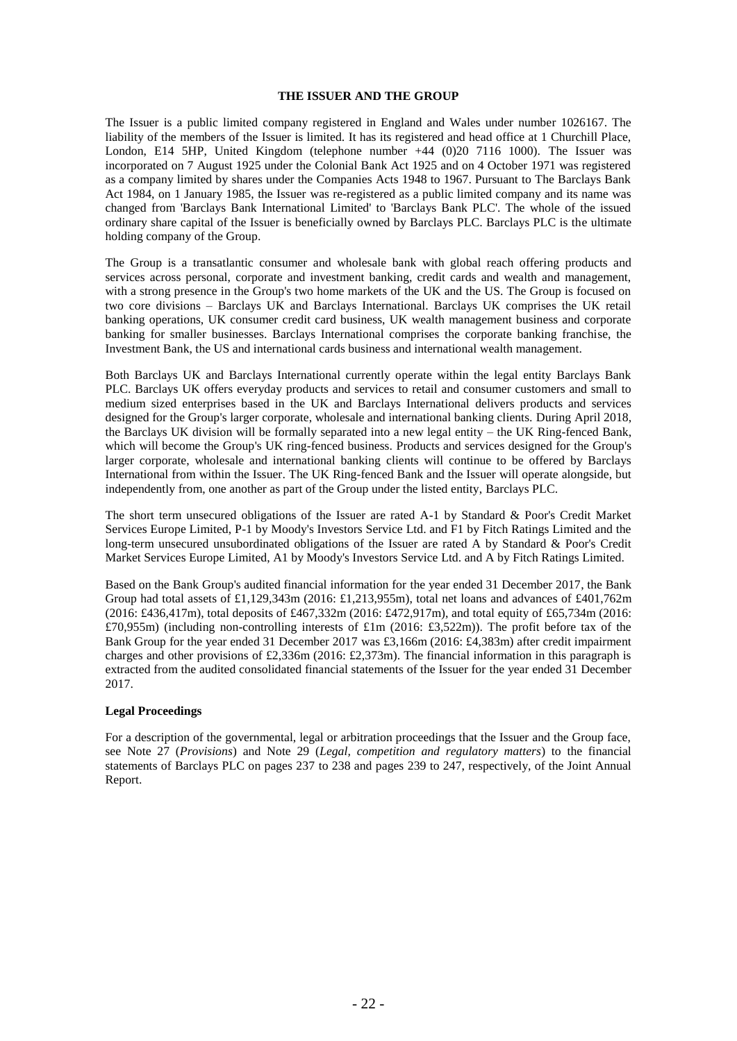## THE ISSUER AND THE GROUP

The Issuer is a public limited company registered in England and Wales under number 1026167. The liability of the members of the Issuer is limited. It has its registered and head office at 1 Churchill Place, London, E14 5HP, United Kingdom (telephone number +44 (0)20 7116 1000). The Issuer was incorporated on 7 August 1925 under the Colonial Bank Act 1925 and on 4 October 1971 was registered as a company limited by shares under the Companies Acts 1948 to 1967. Pursuant to The Barclays Bank Act 1984, on 1 January 1985, the Issuer was re-registered as a public limited company and its name was changed from 'Barclays Bank International Limited' to 'Barclays Bank PLC'. The whole of the issued ordinary share capital of the Issuer is beneficially owned by Barclays PLC. Barclays PLC is the ultimate holding company of the Group.

The Group is a transatlantic consumer and wholesale bank with global reach offering products and services across personal, corporate and investment banking, credit cards and wealth and management, with a strong presence in the Group's two home markets of the UK and the US. The Group is focused on two core divisions – Barclays UK and Barclays International. Barclays UK comprises the UK retail banking operations, UK consumer credit card business, UK wealth management business and corporate banking for smaller businesses. Barclays International comprises the corporate banking franchise, the Investment Bank, the US and international cards business and international wealth management.

Both Barclays UK and Barclays International currently operate within the legal entity Barclays Bank PLC. Barclays UK offers everyday products and services to retail and consumer customers and small to medium sized enterprises based in the UK and Barclays International delivers products and services designed for the Group's larger corporate, wholesale and international banking clients. During April 2018, the Barclays UK division will be formally separated into a new legal entity – the UK Ring-fenced Bank, which will become the Group's UK ring-fenced business. Products and services designed for the Group's larger corporate, wholesale and international banking clients will continue to be offered by Barclays International from within the Issuer. The UK Ring-fenced Bank and the Issuer will operate alongside, but independently from, one another as part of the Group under the listed entity, Barclays PLC.

The short term unsecured obligations of the Issuer are rated A-1 by Standard & Poor's Credit Market Services Europe Limited, P-1 by Moody's Investors Service Ltd. and F1 by Fitch Ratings Limited and the long-term unsecured unsubordinated obligations of the Issuer are rated A by Standard & Poor's Credit Market Services Europe Limited, A1 by Moody's Investors Service Ltd. and A by Fitch Ratings Limited.

Based on the Bank Group's audited financial information for the year ended 31 December 2017, the Bank Group had total assets of £1,129,343m (2016: £1,213,955m), total net loans and advances of £401,762m (2016: £436,417m), total deposits of £467,332m (2016: £472,917m), and total equity of £65,734m (2016: £70,955m) (including non-controlling interests of £1m (2016: £3,522m)). The profit before tax of the Bank Group for the year ended 31 December 2017 was £3,166m (2016: £4,383m) after credit impairment charges and other provisions of £2,336m (2016: £2,373m). The financial information in this paragraph is extracted from the audited consolidated financial statements of the Issuer for the year ended 31 December 2017.

### Legal Proceedings

For a description of the governmental, legal or arbitration proceedings that the Issuer and the Group face, see Note 27 (*Provisions*) and Note 29 (*Legal, competition and regulatory matters*) to the financial statements of Barclays PLC on pages 237 to 238 and pages 239 to 247, respectively, of the Joint Annual Report.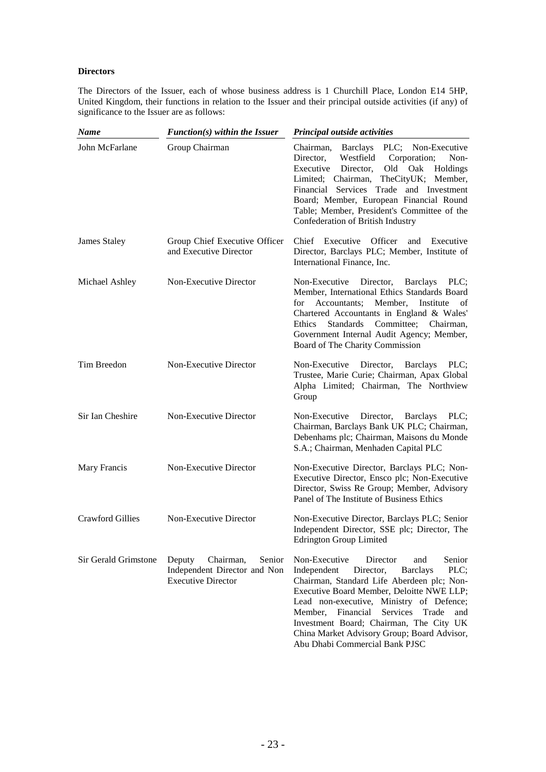**Directors**

The Directors of the Issuer, each of whose business address is 1 Churchill Place, London E14 5HP, United Kingdom, their functions in relation to the Issuer and their principal outside activities (if any) of significance to the Issuer are as follows:

| *Name* | *Function(s) within the Issuer* | *Principal outside activities* |
|---|---|---|
| John McFarlane | Group Chairman | Chairman, Barclays PLC; Non-Executive Director, Westfield Corporation; Non-Executive Director, Old Oak Holdings Limited; Chairman, TheCityUK; Member, Financial Services Trade and Investment Board; Member, European Financial Round Table; Member, President's Committee of the Confederation of British Industry |
| James Staley | Group Chief Executive Officer and Executive Director | Chief Executive Officer and Executive Director, Barclays PLC; Member, Institute of International Finance, Inc. |
| Michael Ashley | Non-Executive Director | Non-Executive Director, Barclays PLC; Member, International Ethics Standards Board for Accountants; Member, Institute of Chartered Accountants in England & Wales' Ethics Standards Committee; Chairman, Government Internal Audit Agency; Member, Board of The Charity Commission |
| Tim Breedon | Non-Executive Director | Non-Executive Director, Barclays PLC; Trustee, Marie Curie; Chairman, Apax Global Alpha Limited; Chairman, The Northview Group |
| Sir Ian Cheshire | Non-Executive Director | Non-Executive Director, Barclays PLC; Chairman, Barclays Bank UK PLC; Chairman, Debenhams plc; Chairman, Maisons du Monde S.A.; Chairman, Menhaden Capital PLC |
| Mary Francis | Non-Executive Director | Non-Executive Director, Barclays PLC; Non-Executive Director, Ensco plc; Non-Executive Director, Swiss Re Group; Member, Advisory Panel of The Institute of Business Ethics |
| Crawford Gillies | Non-Executive Director | Non-Executive Director, Barclays PLC; Senior Independent Director, SSE plc; Director, The Edrington Group Limited |
| Sir Gerald Grimstone | Deputy Chairman, Senior Independent Director and Non Executive Director | Non-Executive Director and Senior Independent Director, Barclays PLC; Chairman, Standard Life Aberdeen plc; Non-Executive Board Member, Deloitte NWE LLP; Lead non-executive, Ministry of Defence; Member, Financial Services Trade and Investment Board; Chairman, The City UK China Market Advisory Group; Board Advisor, Abu Dhabi Commercial Bank PJSC |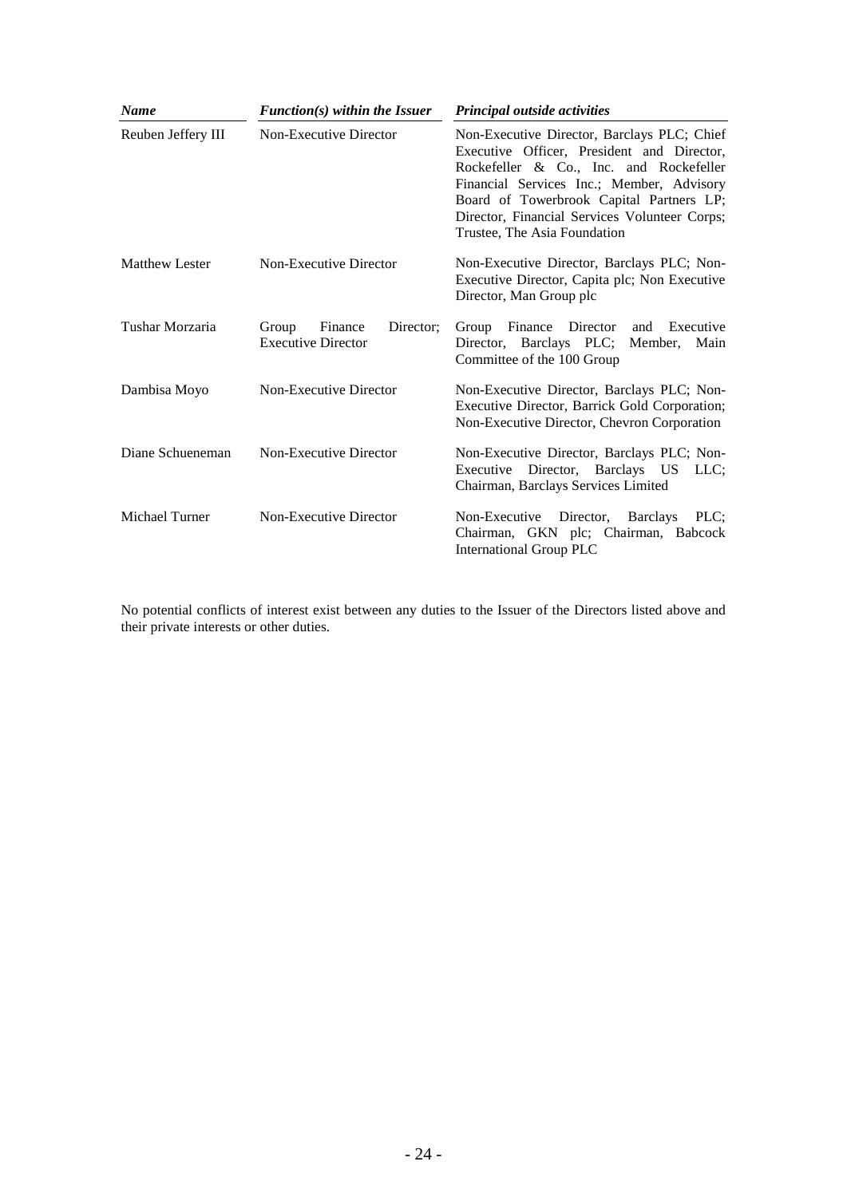| *Name* | *Function(s) within the Issuer* | *Principal outside activities* |
|---|---|---|
| Reuben Jeffery III | Non-Executive Director | Non-Executive Director, Barclays PLC; Chief Executive Officer, President and Director, Rockefeller & Co., Inc. and Rockefeller Financial Services Inc.; Member, Advisory Board of Towerbrook Capital Partners LP; Director, Financial Services Volunteer Corps; Trustee, The Asia Foundation |
| Matthew Lester | Non-Executive Director | Non-Executive Director, Barclays PLC; Non-Executive Director, Capita plc; Non Executive Director, Man Group plc |
| Tushar Morzaria | Group Finance Director; Executive Director | Group Finance Director and Executive Director, Barclays PLC; Member, Main Committee of the 100 Group |
| Dambisa Moyo | Non-Executive Director | Non-Executive Director, Barclays PLC; Non-Executive Director, Barrick Gold Corporation; Non-Executive Director, Chevron Corporation |
| Diane Schueneman | Non-Executive Director | Non-Executive Director, Barclays PLC; Non-Executive Director, Barclays US LLC; Chairman, Barclays Services Limited |
| Michael Turner | Non-Executive Director | Non-Executive Director, Barclays PLC; Chairman, GKN plc; Chairman, Babcock International Group PLC |

No potential conflicts of interest exist between any duties to the Issuer of the Directors listed above and their private interests or other duties.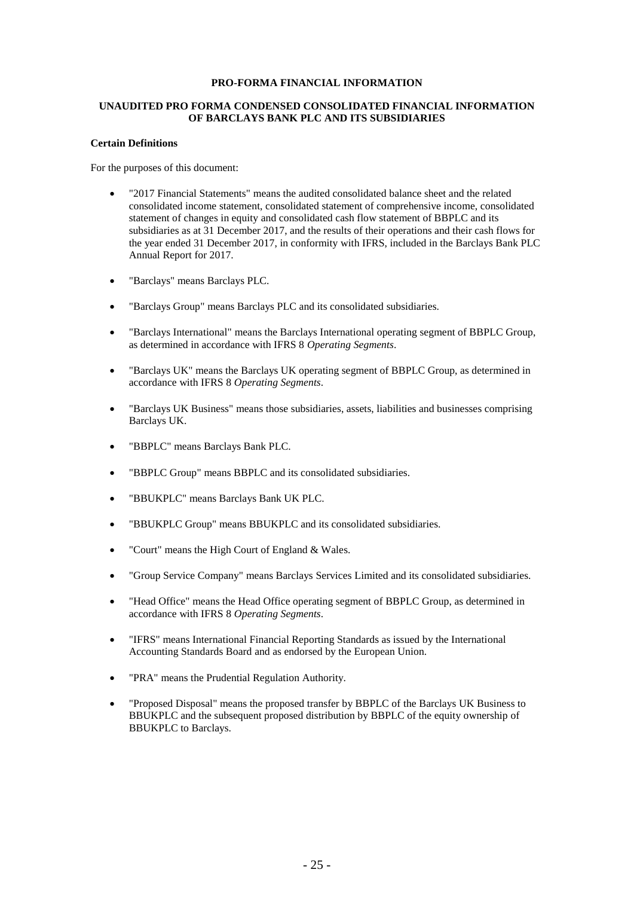# PRO-FORMA FINANCIAL INFORMATION

## UNAUDITED PRO FORMA CONDENSED CONSOLIDATED FINANCIAL INFORMATION OF BARCLAYS BANK PLC AND ITS SUBSIDIARIES

**Certain Definitions**

For the purposes of this document:

- "2017 Financial Statements" means the audited consolidated balance sheet and the related consolidated income statement, consolidated statement of comprehensive income, consolidated statement of changes in equity and consolidated cash flow statement of BBPLC and its subsidiaries as at 31 December 2017, and the results of their operations and their cash flows for the year ended 31 December 2017, in conformity with IFRS, included in the Barclays Bank PLC Annual Report for 2017.
- "Barclays" means Barclays PLC.
- "Barclays Group" means Barclays PLC and its consolidated subsidiaries.
- "Barclays International" means the Barclays International operating segment of BBPLC Group, as determined in accordance with IFRS 8 *Operating Segments*.
- "Barclays UK" means the Barclays UK operating segment of BBPLC Group, as determined in accordance with IFRS 8 *Operating Segments*.
- "Barclays UK Business" means those subsidiaries, assets, liabilities and businesses comprising Barclays UK.
- "BBPLC" means Barclays Bank PLC.
- "BBPLC Group" means BBPLC and its consolidated subsidiaries.
- "BBUKPLC" means Barclays Bank UK PLC.
- "BBUKPLC Group" means BBUKPLC and its consolidated subsidiaries.
- "Court" means the High Court of England & Wales.
- "Group Service Company" means Barclays Services Limited and its consolidated subsidiaries.
- "Head Office" means the Head Office operating segment of BBPLC Group, as determined in accordance with IFRS 8 *Operating Segments*.
- "IFRS" means International Financial Reporting Standards as issued by the International Accounting Standards Board and as endorsed by the European Union.
- "PRA" means the Prudential Regulation Authority.
- "Proposed Disposal" means the proposed transfer by BBPLC of the Barclays UK Business to BBUKPLC and the subsequent proposed distribution by BBPLC of the equity ownership of BBUKPLC to Barclays.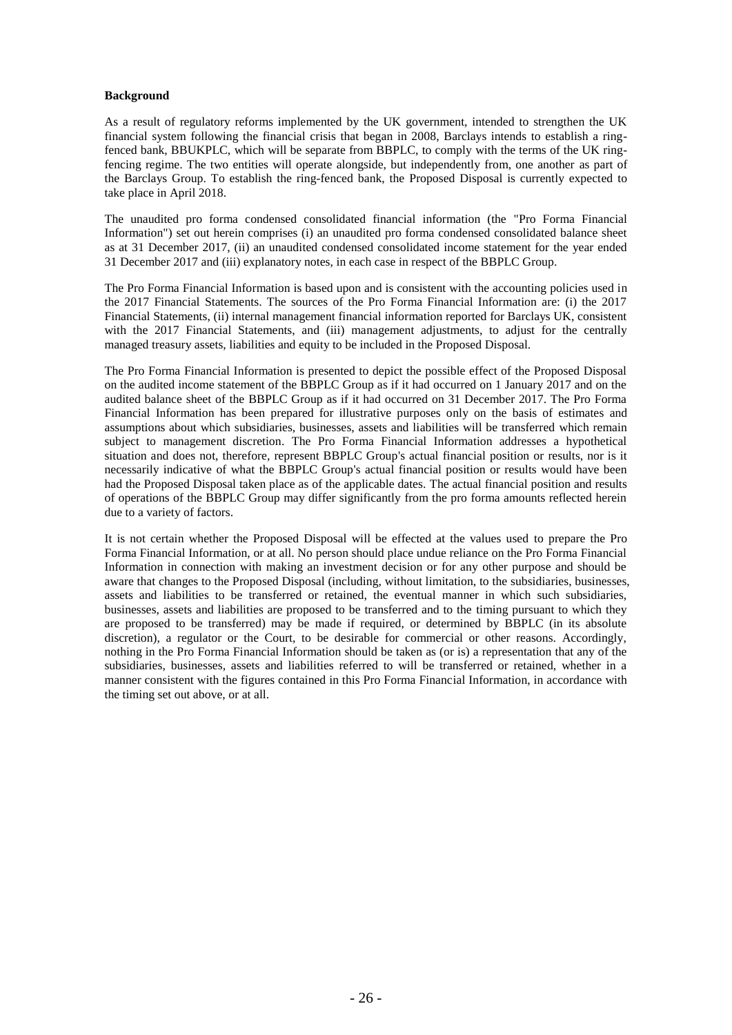**Background**

As a result of regulatory reforms implemented by the UK government, intended to strengthen the UK financial system following the financial crisis that began in 2008, Barclays intends to establish a ring-fenced bank, BBUKPLC, which will be separate from BBPLC, to comply with the terms of the UK ring-fencing regime. The two entities will operate alongside, but independently from, one another as part of the Barclays Group. To establish the ring-fenced bank, the Proposed Disposal is currently expected to take place in April 2018.

The unaudited pro forma condensed consolidated financial information (the "Pro Forma Financial Information") set out herein comprises (i) an unaudited pro forma condensed consolidated balance sheet as at 31 December 2017, (ii) an unaudited condensed consolidated income statement for the year ended 31 December 2017 and (iii) explanatory notes, in each case in respect of the BBPLC Group.

The Pro Forma Financial Information is based upon and is consistent with the accounting policies used in the 2017 Financial Statements. The sources of the Pro Forma Financial Information are: (i) the 2017 Financial Statements, (ii) internal management financial information reported for Barclays UK, consistent with the 2017 Financial Statements, and (iii) management adjustments, to adjust for the centrally managed treasury assets, liabilities and equity to be included in the Proposed Disposal.

The Pro Forma Financial Information is presented to depict the possible effect of the Proposed Disposal on the audited income statement of the BBPLC Group as if it had occurred on 1 January 2017 and on the audited balance sheet of the BBPLC Group as if it had occurred on 31 December 2017. The Pro Forma Financial Information has been prepared for illustrative purposes only on the basis of estimates and assumptions about which subsidiaries, businesses, assets and liabilities will be transferred which remain subject to management discretion. The Pro Forma Financial Information addresses a hypothetical situation and does not, therefore, represent BBPLC Group's actual financial position or results, nor is it necessarily indicative of what the BBPLC Group's actual financial position or results would have been had the Proposed Disposal taken place as of the applicable dates. The actual financial position and results of operations of the BBPLC Group may differ significantly from the pro forma amounts reflected herein due to a variety of factors.

It is not certain whether the Proposed Disposal will be effected at the values used to prepare the Pro Forma Financial Information, or at all. No person should place undue reliance on the Pro Forma Financial Information in connection with making an investment decision or for any other purpose and should be aware that changes to the Proposed Disposal (including, without limitation, to the subsidiaries, businesses, assets and liabilities to be transferred or retained, the eventual manner in which such subsidiaries, businesses, assets and liabilities are proposed to be transferred and to the timing pursuant to which they are proposed to be transferred) may be made if required, or determined by BBPLC (in its absolute discretion), a regulator or the Court, to be desirable for commercial or other reasons. Accordingly, nothing in the Pro Forma Financial Information should be taken as (or is) a representation that any of the subsidiaries, businesses, assets and liabilities referred to will be transferred or retained, whether in a manner consistent with the figures contained in this Pro Forma Financial Information, in accordance with the timing set out above, or at all.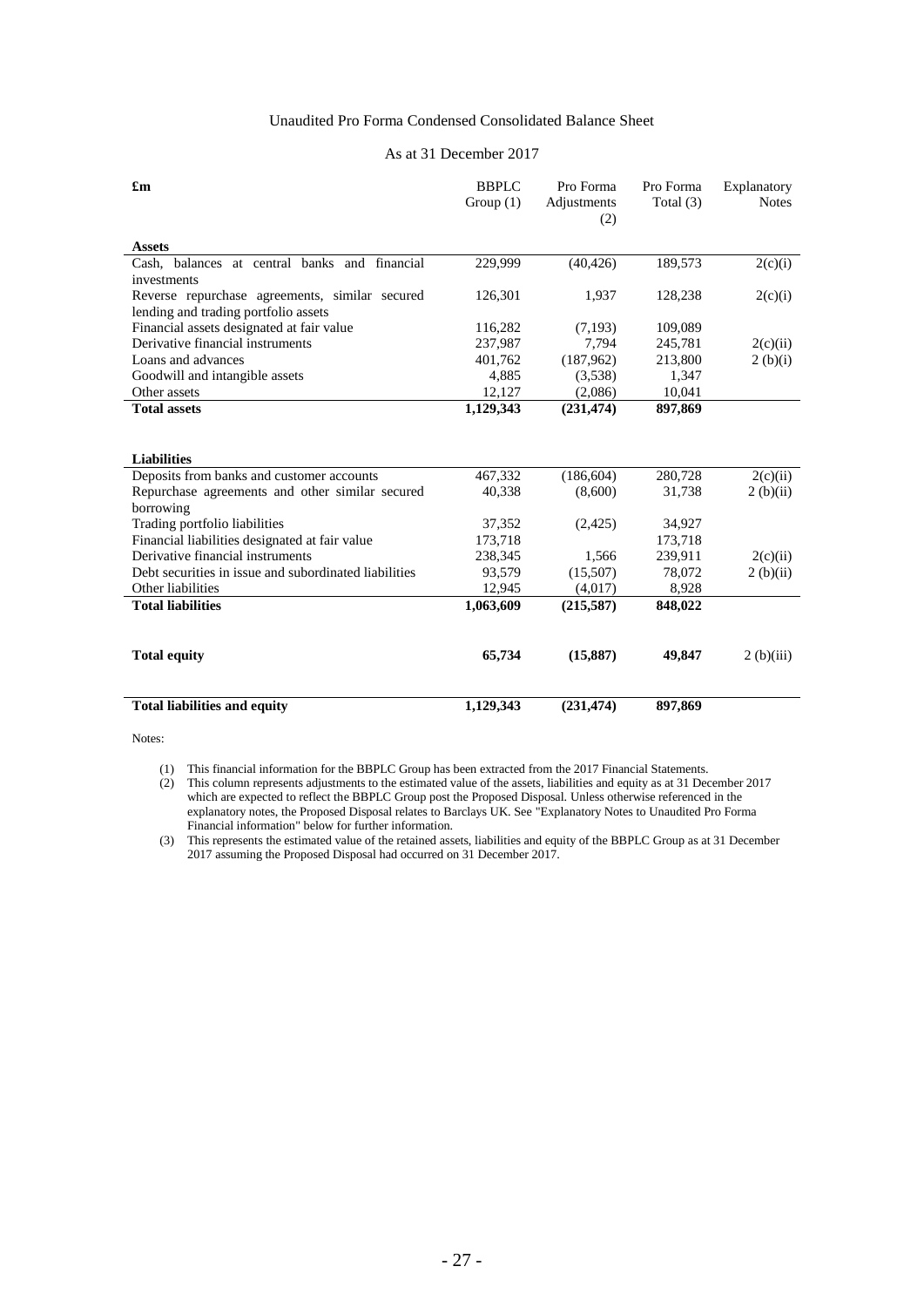Unaudited Pro Forma Condensed Consolidated Balance Sheet

As at 31 December 2017

| £m | BBPLC Group (1) | Pro Forma Adjustments (2) | Pro Forma Total (3) | Explanatory Notes |
|---|---|---|---|---|
| **Assets** | | | | |
| Cash, balances at central banks and financial investments | 229,999 | (40,426) | 189,573 | 2(c)(i) |
| Reverse repurchase agreements, similar secured lending and trading portfolio assets | 126,301 | 1,937 | 128,238 | 2(c)(i) |
| Financial assets designated at fair value | 116,282 | (7,193) | 109,089 | |
| Derivative financial instruments | 237,987 | 7,794 | 245,781 | 2(c)(ii) |
| Loans and advances | 401,762 | (187,962) | 213,800 | 2 (b)(i) |
| Goodwill and intangible assets | 4,885 | (3,538) | 1,347 | |
| Other assets | 12,127 | (2,086) | 10,041 | |
| **Total assets** | **1,129,343** | **(231,474)** | **897,869** | |
| **Liabilities** | | | | |
| Deposits from banks and customer accounts | 467,332 | (186,604) | 280,728 | 2(c)(ii) |
| Repurchase agreements and other similar secured borrowing | 40,338 | (8,600) | 31,738 | 2 (b)(ii) |
| Trading portfolio liabilities | 37,352 | (2,425) | 34,927 | |
| Financial liabilities designated at fair value | 173,718 | | 173,718 | |
| Derivative financial instruments | 238,345 | 1,566 | 239,911 | 2(c)(ii) |
| Debt securities in issue and subordinated liabilities | 93,579 | (15,507) | 78,072 | 2 (b)(ii) |
| Other liabilities | 12,945 | (4,017) | 8,928 | |
| **Total liabilities** | **1,063,609** | **(215,587)** | **848,022** | |
| **Total equity** | **65,734** | **(15,887)** | **49,847** | 2 (b)(iii) |
| **Total liabilities and equity** | **1,129,343** | **(231,474)** | **897,869** | |

Notes:

(1) This financial information for the BBPLC Group has been extracted from the 2017 Financial Statements.

(2) This column represents adjustments to the estimated value of the assets, liabilities and equity as at 31 December 2017 which are expected to reflect the BBPLC Group post the Proposed Disposal. Unless otherwise referenced in the explanatory notes, the Proposed Disposal relates to Barclays UK. See "Explanatory Notes to Unaudited Pro Forma Financial information" below for further information.

(3) This represents the estimated value of the retained assets, liabilities and equity of the BBPLC Group as at 31 December 2017 assuming the Proposed Disposal had occurred on 31 December 2017.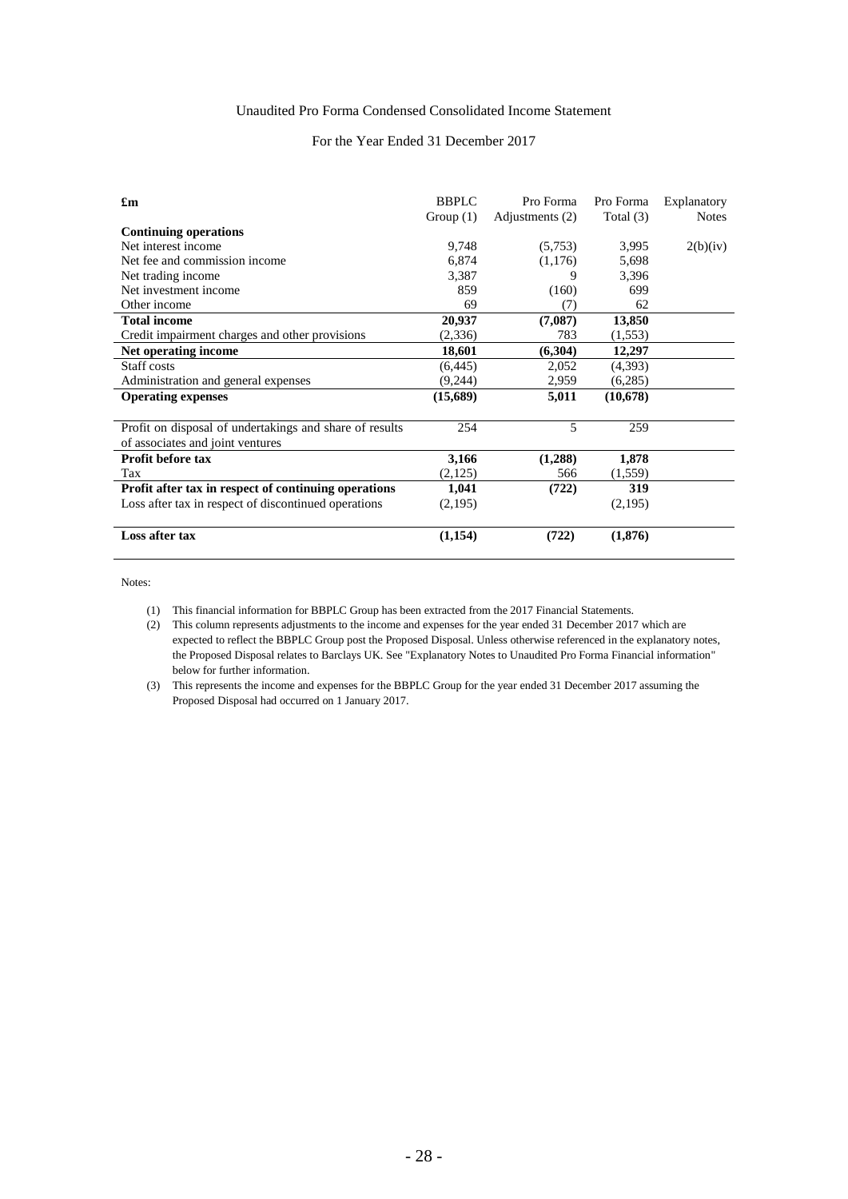Unaudited Pro Forma Condensed Consolidated Income Statement

For the Year Ended 31 December 2017

| £m | BBPLC Group (1) | Pro Forma Adjustments (2) | Pro Forma Total (3) | Explanatory Notes |
|---|---|---|---|---|
| **Continuing operations** | | | | |
| Net interest income | 9,748 | (5,753) | 3,995 | 2(b)(iv) |
| Net fee and commission income | 6,874 | (1,176) | 5,698 | |
| Net trading income | 3,387 | 9 | 3,396 | |
| Net investment income | 859 | (160) | 699 | |
| Other income | 69 | (7) | 62 | |
| **Total income** | **20,937** | **(7,087)** | **13,850** | |
| Credit impairment charges and other provisions | (2,336) | 783 | (1,553) | |
| **Net operating income** | **18,601** | **(6,304)** | **12,297** | |
| Staff costs | (6,445) | 2,052 | (4,393) | |
| Administration and general expenses | (9,244) | 2,959 | (6,285) | |
| **Operating expenses** | **(15,689)** | **5,011** | **(10,678)** | |
| Profit on disposal of undertakings and share of results of associates and joint ventures | 254 | 5 | 259 | |
| **Profit before tax** | **3,166** | **(1,288)** | **1,878** | |
| Tax | (2,125) | 566 | (1,559) | |
| **Profit after tax in respect of continuing operations** | **1,041** | **(722)** | **319** | |
| Loss after tax in respect of discontinued operations | (2,195) | | (2,195) | |
| **Loss after tax** | **(1,154)** | **(722)** | **(1,876)** | |

Notes:

(1) This financial information for BBPLC Group has been extracted from the 2017 Financial Statements.

(2) This column represents adjustments to the income and expenses for the year ended 31 December 2017 which are expected to reflect the BBPLC Group post the Proposed Disposal. Unless otherwise referenced in the explanatory notes, the Proposed Disposal relates to Barclays UK. See "Explanatory Notes to Unaudited Pro Forma Financial information" below for further information.

(3) This represents the income and expenses for the BBPLC Group for the year ended 31 December 2017 assuming the Proposed Disposal had occurred on 1 January 2017.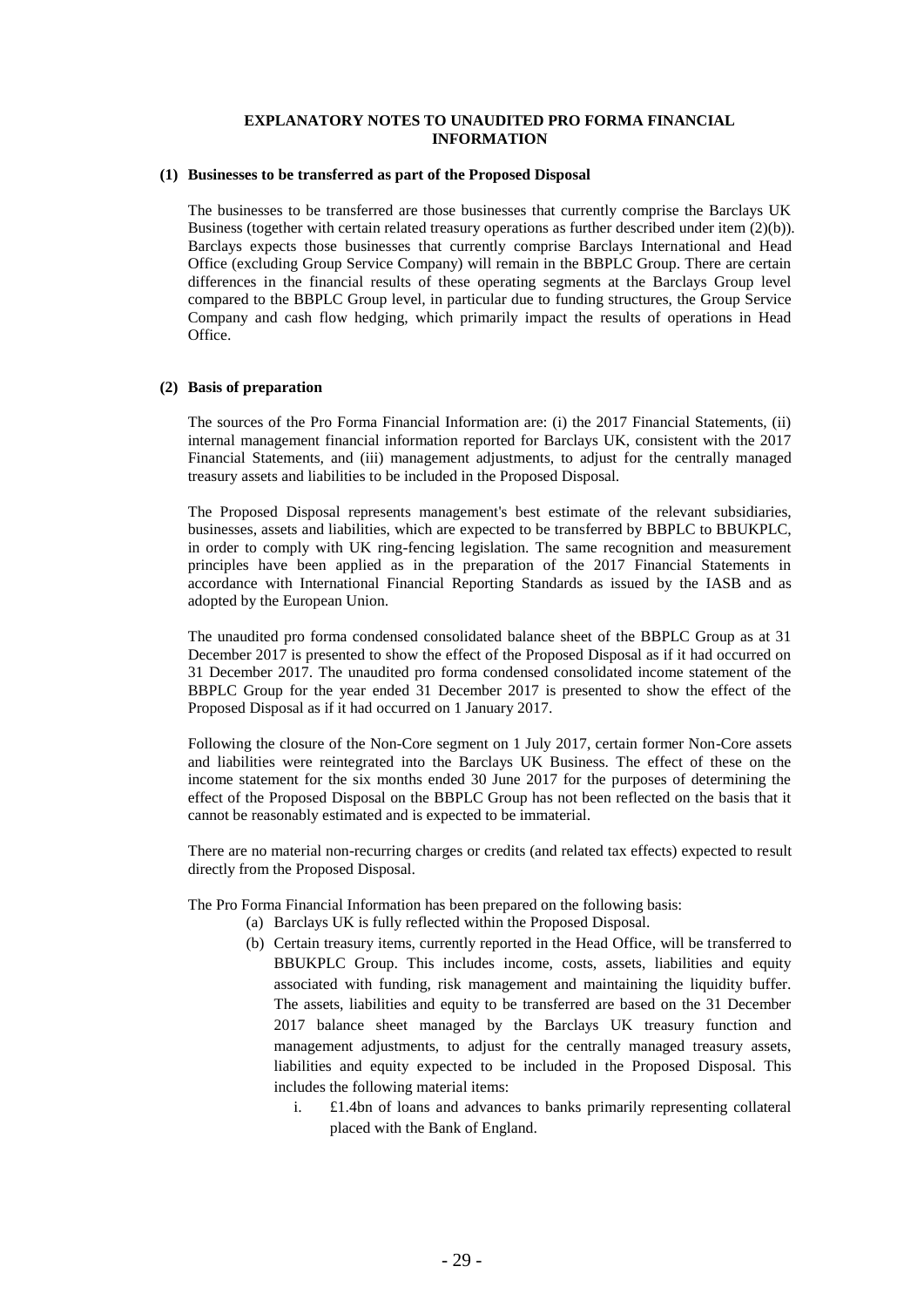# EXPLANATORY NOTES TO UNAUDITED PRO FORMA FINANCIAL INFORMATION

**(1) Businesses to be transferred as part of the Proposed Disposal**

The businesses to be transferred are those businesses that currently comprise the Barclays UK Business (together with certain related treasury operations as further described under item (2)(b)). Barclays expects those businesses that currently comprise Barclays International and Head Office (excluding Group Service Company) will remain in the BBPLC Group. There are certain differences in the financial results of these operating segments at the Barclays Group level compared to the BBPLC Group level, in particular due to funding structures, the Group Service Company and cash flow hedging, which primarily impact the results of operations in Head Office.

**(2) Basis of preparation**

The sources of the Pro Forma Financial Information are: (i) the 2017 Financial Statements, (ii) internal management financial information reported for Barclays UK, consistent with the 2017 Financial Statements, and (iii) management adjustments, to adjust for the centrally managed treasury assets and liabilities to be included in the Proposed Disposal.

The Proposed Disposal represents management's best estimate of the relevant subsidiaries, businesses, assets and liabilities, which are expected to be transferred by BBPLC to BBUKPLC, in order to comply with UK ring-fencing legislation. The same recognition and measurement principles have been applied as in the preparation of the 2017 Financial Statements in accordance with International Financial Reporting Standards as issued by the IASB and as adopted by the European Union.

The unaudited pro forma condensed consolidated balance sheet of the BBPLC Group as at 31 December 2017 is presented to show the effect of the Proposed Disposal as if it had occurred on 31 December 2017. The unaudited pro forma condensed consolidated income statement of the BBPLC Group for the year ended 31 December 2017 is presented to show the effect of the Proposed Disposal as if it had occurred on 1 January 2017.

Following the closure of the Non-Core segment on 1 July 2017, certain former Non-Core assets and liabilities were reintegrated into the Barclays UK Business. The effect of these on the income statement for the six months ended 30 June 2017 for the purposes of determining the effect of the Proposed Disposal on the BBPLC Group has not been reflected on the basis that it cannot be reasonably estimated and is expected to be immaterial.

There are no material non-recurring charges or credits (and related tax effects) expected to result directly from the Proposed Disposal.

The Pro Forma Financial Information has been prepared on the following basis:

(a) Barclays UK is fully reflected within the Proposed Disposal.

(b) Certain treasury items, currently reported in the Head Office, will be transferred to BBUKPLC Group. This includes income, costs, assets, liabilities and equity associated with funding, risk management and maintaining the liquidity buffer. The assets, liabilities and equity to be transferred are based on the 31 December 2017 balance sheet managed by the Barclays UK treasury function and management adjustments, to adjust for the centrally managed treasury assets, liabilities and equity expected to be included in the Proposed Disposal. This includes the following material items:

   i. £1.4bn of loans and advances to banks primarily representing collateral placed with the Bank of England.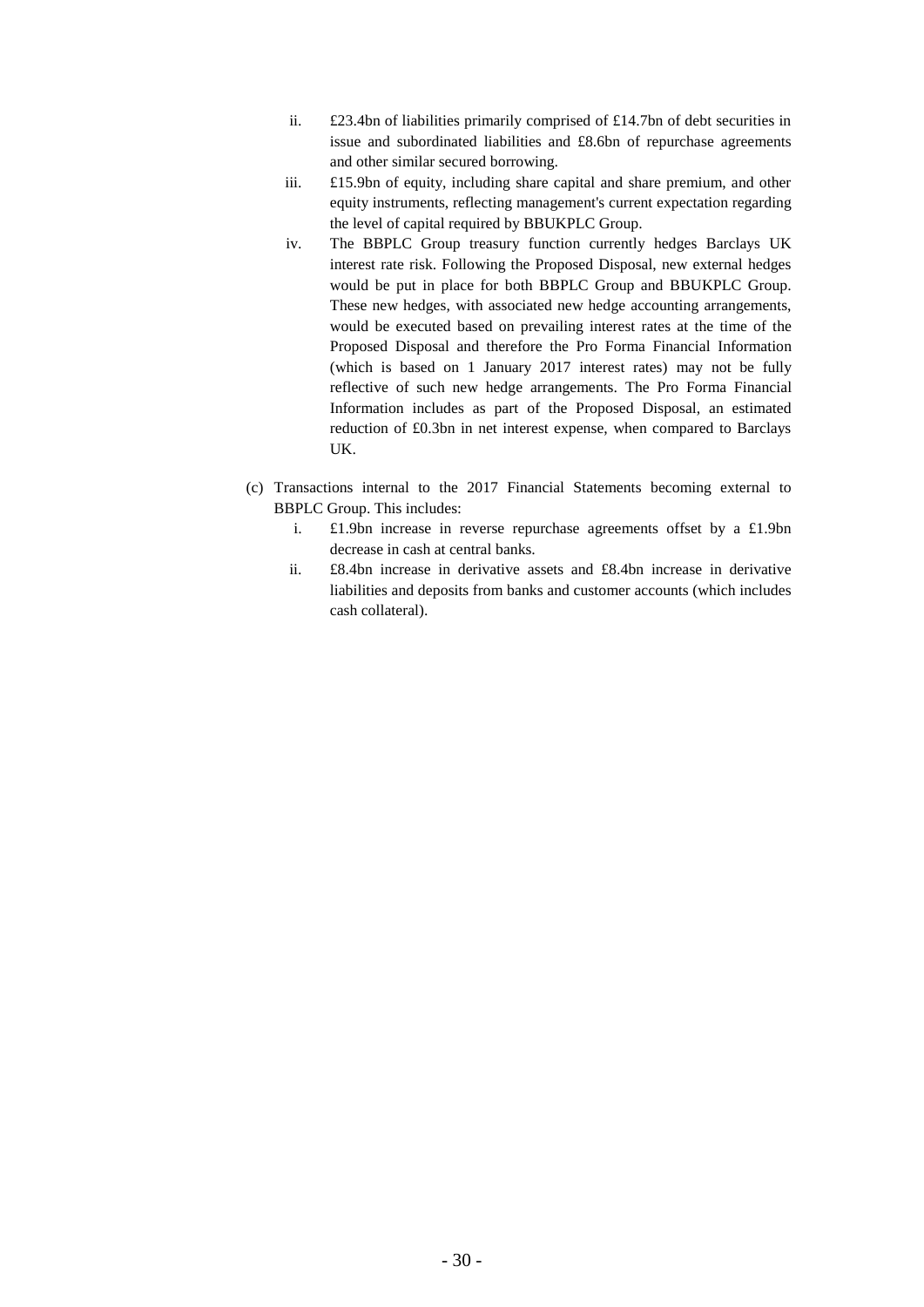ii. £23.4bn of liabilities primarily comprised of £14.7bn of debt securities in issue and subordinated liabilities and £8.6bn of repurchase agreements and other similar secured borrowing.

iii. £15.9bn of equity, including share capital and share premium, and other equity instruments, reflecting management's current expectation regarding the level of capital required by BBUKPLC Group.

iv. The BBPLC Group treasury function currently hedges Barclays UK interest rate risk. Following the Proposed Disposal, new external hedges would be put in place for both BBPLC Group and BBUKPLC Group. These new hedges, with associated new hedge accounting arrangements, would be executed based on prevailing interest rates at the time of the Proposed Disposal and therefore the Pro Forma Financial Information (which is based on 1 January 2017 interest rates) may not be fully reflective of such new hedge arrangements. The Pro Forma Financial Information includes as part of the Proposed Disposal, an estimated reduction of £0.3bn in net interest expense, when compared to Barclays UK.

(c) Transactions internal to the 2017 Financial Statements becoming external to BBPLC Group. This includes:

i. £1.9bn increase in reverse repurchase agreements offset by a £1.9bn decrease in cash at central banks.

ii. £8.4bn increase in derivative assets and £8.4bn increase in derivative liabilities and deposits from banks and customer accounts (which includes cash collateral).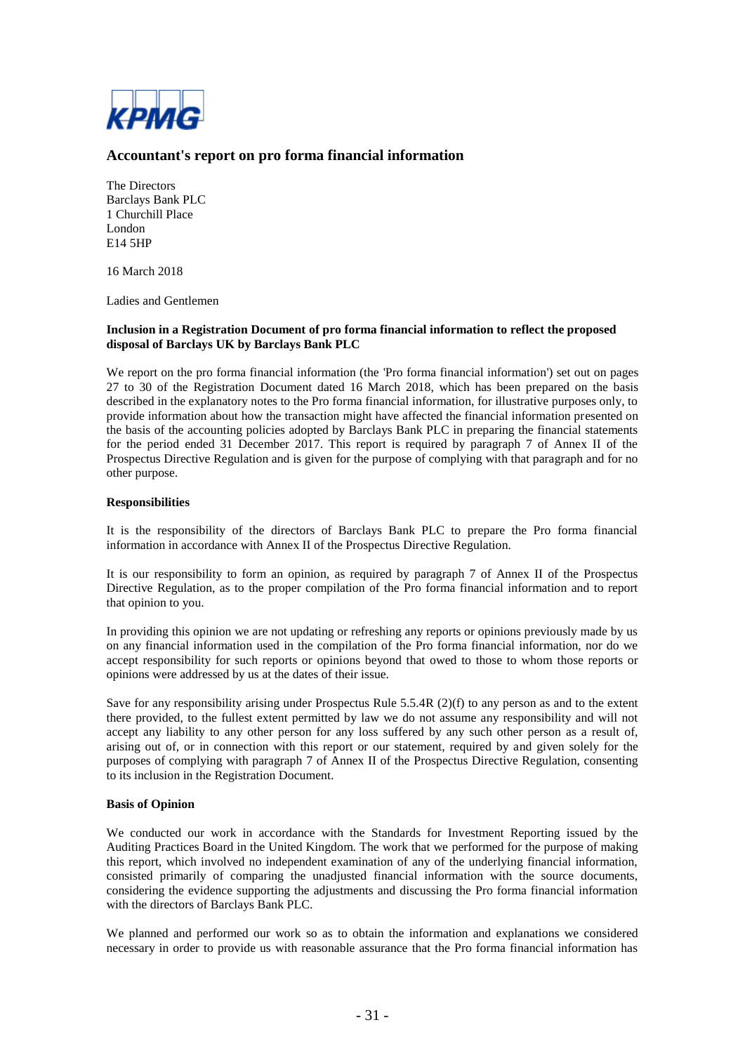KPMG

## Accountant's report on pro forma financial information

The Directors
Barclays Bank PLC
1 Churchill Place
London
E14 5HP

16 March 2018

Ladies and Gentlemen

**Inclusion in a Registration Document of pro forma financial information to reflect the proposed disposal of Barclays UK by Barclays Bank PLC**

We report on the pro forma financial information (the 'Pro forma financial information') set out on pages 27 to 30 of the Registration Document dated 16 March 2018, which has been prepared on the basis described in the explanatory notes to the Pro forma financial information, for illustrative purposes only, to provide information about how the transaction might have affected the financial information presented on the basis of the accounting policies adopted by Barclays Bank PLC in preparing the financial statements for the period ended 31 December 2017. This report is required by paragraph 7 of Annex II of the Prospectus Directive Regulation and is given for the purpose of complying with that paragraph and for no other purpose.

**Responsibilities**

It is the responsibility of the directors of Barclays Bank PLC to prepare the Pro forma financial information in accordance with Annex II of the Prospectus Directive Regulation.

It is our responsibility to form an opinion, as required by paragraph 7 of Annex II of the Prospectus Directive Regulation, as to the proper compilation of the Pro forma financial information and to report that opinion to you.

In providing this opinion we are not updating or refreshing any reports or opinions previously made by us on any financial information used in the compilation of the Pro forma financial information, nor do we accept responsibility for such reports or opinions beyond that owed to those to whom those reports or opinions were addressed by us at the dates of their issue.

Save for any responsibility arising under Prospectus Rule 5.5.4R (2)(f) to any person as and to the extent there provided, to the fullest extent permitted by law we do not assume any responsibility and will not accept any liability to any other person for any loss suffered by any such other person as a result of, arising out of, or in connection with this report or our statement, required by and given solely for the purposes of complying with paragraph 7 of Annex II of the Prospectus Directive Regulation, consenting to its inclusion in the Registration Document.

**Basis of Opinion**

We conducted our work in accordance with the Standards for Investment Reporting issued by the Auditing Practices Board in the United Kingdom. The work that we performed for the purpose of making this report, which involved no independent examination of any of the underlying financial information, consisted primarily of comparing the unadjusted financial information with the source documents, considering the evidence supporting the adjustments and discussing the Pro forma financial information with the directors of Barclays Bank PLC.

We planned and performed our work so as to obtain the information and explanations we considered necessary in order to provide us with reasonable assurance that the Pro forma financial information has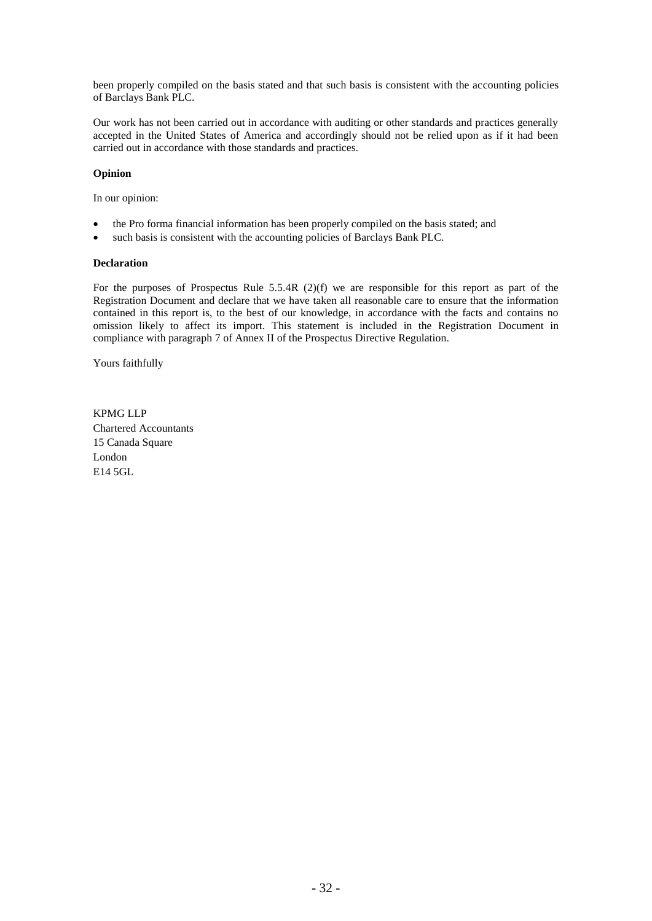been properly compiled on the basis stated and that such basis is consistent with the accounting policies of Barclays Bank PLC.

Our work has not been carried out in accordance with auditing or other standards and practices generally accepted in the United States of America and accordingly should not be relied upon as if it had been carried out in accordance with those standards and practices.

**Opinion**

In our opinion:

- the Pro forma financial information has been properly compiled on the basis stated; and
- such basis is consistent with the accounting policies of Barclays Bank PLC.

**Declaration**

For the purposes of Prospectus Rule 5.5.4R (2)(f) we are responsible for this report as part of the Registration Document and declare that we have taken all reasonable care to ensure that the information contained in this report is, to the best of our knowledge, in accordance with the facts and contains no omission likely to affect its import. This statement is included in the Registration Document in compliance with paragraph 7 of Annex II of the Prospectus Directive Regulation.

Yours faithfully

KPMG LLP
Chartered Accountants
15 Canada Square
London
E14 5GL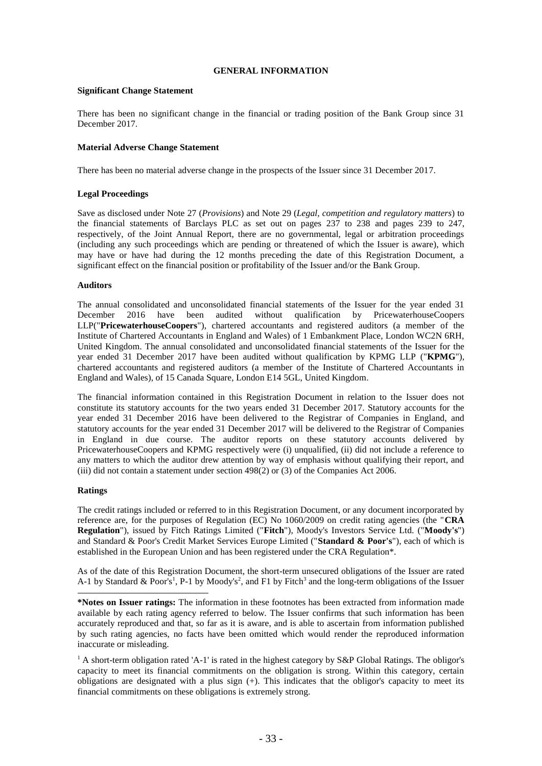# GENERAL INFORMATION

**Significant Change Statement**

There has been no significant change in the financial or trading position of the Bank Group since 31 December 2017.

**Material Adverse Change Statement**

There has been no material adverse change in the prospects of the Issuer since 31 December 2017.

**Legal Proceedings**

Save as disclosed under Note 27 (*Provisions*) and Note 29 (*Legal, competition and regulatory matters*) to the financial statements of Barclays PLC as set out on pages 237 to 238 and pages 239 to 247, respectively, of the Joint Annual Report, there are no governmental, legal or arbitration proceedings (including any such proceedings which are pending or threatened of which the Issuer is aware), which may have or have had during the 12 months preceding the date of this Registration Document, a significant effect on the financial position or profitability of the Issuer and/or the Bank Group.

**Auditors**

The annual consolidated and unconsolidated financial statements of the Issuer for the year ended 31 December 2016 have been audited without qualification by PricewaterhouseCoopers LLP("**PricewaterhouseCoopers**"), chartered accountants and registered auditors (a member of the Institute of Chartered Accountants in England and Wales) of 1 Embankment Place, London WC2N 6RH, United Kingdom. The annual consolidated and unconsolidated financial statements of the Issuer for the year ended 31 December 2017 have been audited without qualification by KPMG LLP ("**KPMG**"), chartered accountants and registered auditors (a member of the Institute of Chartered Accountants in England and Wales), of 15 Canada Square, London E14 5GL, United Kingdom.

The financial information contained in this Registration Document in relation to the Issuer does not constitute its statutory accounts for the two years ended 31 December 2017. Statutory accounts for the year ended 31 December 2016 have been delivered to the Registrar of Companies in England, and statutory accounts for the year ended 31 December 2017 will be delivered to the Registrar of Companies in England in due course. The auditor reports on these statutory accounts delivered by PricewaterhouseCoopers and KPMG respectively were (i) unqualified, (ii) did not include a reference to any matters to which the auditor drew attention by way of emphasis without qualifying their report, and (iii) did not contain a statement under section 498(2) or (3) of the Companies Act 2006.

**Ratings**

The credit ratings included or referred to in this Registration Document, or any document incorporated by reference are, for the purposes of Regulation (EC) No 1060/2009 on credit rating agencies (the "**CRA Regulation**"), issued by Fitch Ratings Limited ("**Fitch**"), Moody's Investors Service Ltd. ("**Moody's**") and Standard & Poor's Credit Market Services Europe Limited ("**Standard & Poor's**"), each of which is established in the European Union and has been registered under the CRA Regulation*.

As of the date of this Registration Document, the short-term unsecured obligations of the Issuer are rated A-1 by Standard & Poor's[1], P-1 by Moody's[2], and F1 by Fitch[3] and the long-term obligations of the Issuer

---

**\*Notes on Issuer ratings:** The information in these footnotes has been extracted from information made available by each rating agency referred to below. The Issuer confirms that such information has been accurately reproduced and that, so far as it is aware, and is able to ascertain from information published by such rating agencies, no facts have been omitted which would render the reproduced information inaccurate or misleading.

[1] A short-term obligation rated 'A-1' is rated in the highest category by S&P Global Ratings. The obligor's capacity to meet its financial commitments on the obligation is strong. Within this category, certain obligations are designated with a plus sign (+). This indicates that the obligor's capacity to meet its financial commitments on these obligations is extremely strong.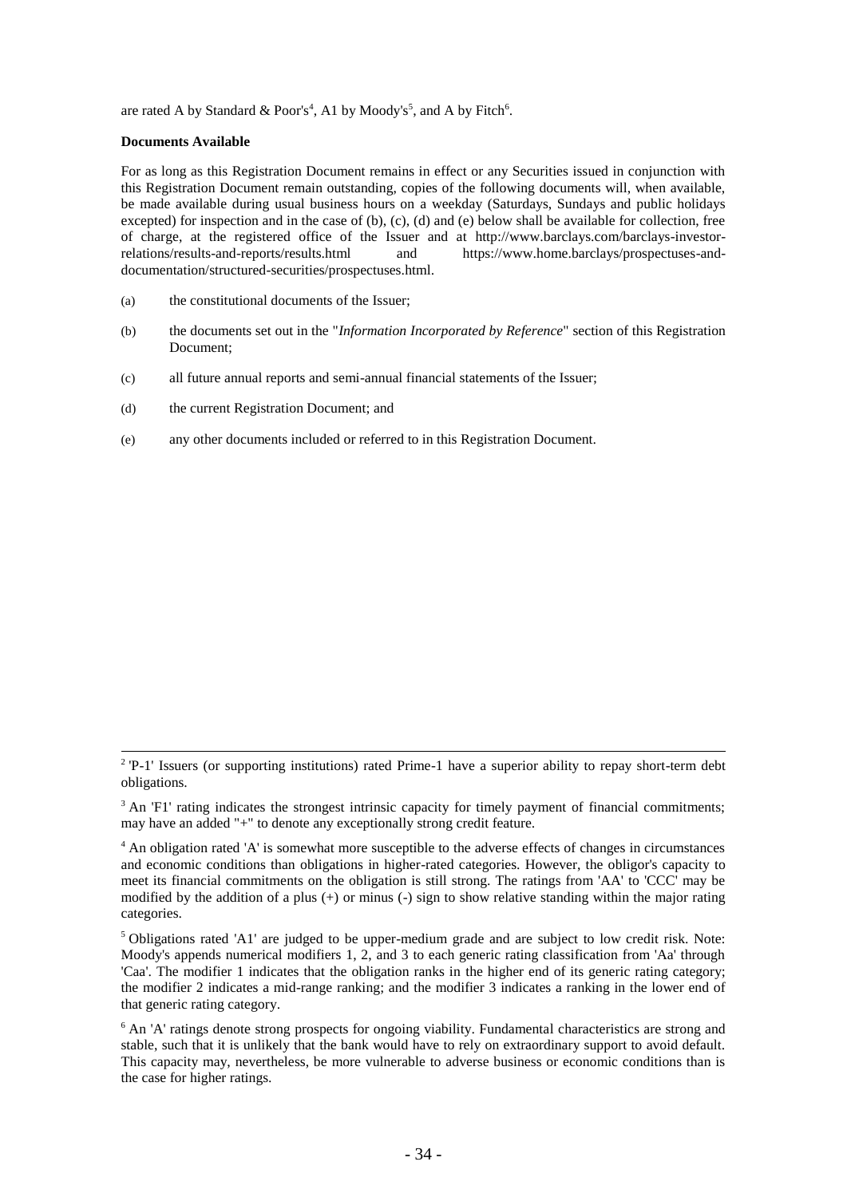are rated A by Standard & Poor's[4], A1 by Moody's[5], and A by Fitch[6].

**Documents Available**

For as long as this Registration Document remains in effect or any Securities issued in conjunction with this Registration Document remain outstanding, copies of the following documents will, when available, be made available during usual business hours on a weekday (Saturdays, Sundays and public holidays excepted) for inspection and in the case of (b), (c), (d) and (e) below shall be available for collection, free of charge, at the registered office of the Issuer and at http://www.barclays.com/barclays-investor-relations/results-and-reports/results.html and https://www.home.barclays/prospectuses-and-documentation/structured-securities/prospectuses.html.

(a) the constitutional documents of the Issuer;

(b) the documents set out in the "*Information Incorporated by Reference*" section of this Registration Document;

(c) all future annual reports and semi-annual financial statements of the Issuer;

(d) the current Registration Document; and

(e) any other documents included or referred to in this Registration Document.

---

[2] 'P-1' Issuers (or supporting institutions) rated Prime-1 have a superior ability to repay short-term debt obligations.

[3] An 'F1' rating indicates the strongest intrinsic capacity for timely payment of financial commitments; may have an added "+" to denote any exceptionally strong credit feature.

[4] An obligation rated 'A' is somewhat more susceptible to the adverse effects of changes in circumstances and economic conditions than obligations in higher-rated categories. However, the obligor's capacity to meet its financial commitments on the obligation is still strong. The ratings from 'AA' to 'CCC' may be modified by the addition of a plus (+) or minus (-) sign to show relative standing within the major rating categories.

[5] Obligations rated 'A1' are judged to be upper-medium grade and are subject to low credit risk. Note: Moody's appends numerical modifiers 1, 2, and 3 to each generic rating classification from 'Aa' through 'Caa'. The modifier 1 indicates that the obligation ranks in the higher end of its generic rating category; the modifier 2 indicates a mid-range ranking; and the modifier 3 indicates a ranking in the lower end of that generic rating category.

[6] An 'A' ratings denote strong prospects for ongoing viability. Fundamental characteristics are strong and stable, such that it is unlikely that the bank would have to rely on extraordinary support to avoid default. This capacity may, nevertheless, be more vulnerable to adverse business or economic conditions than is the case for higher ratings.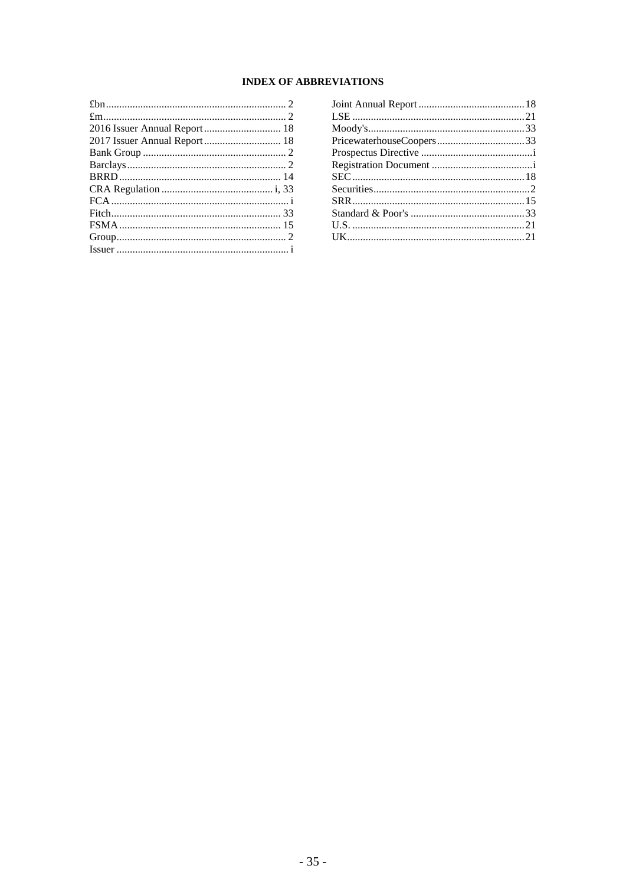# INDEX OF ABBREVIATIONS

£bn .................................................................... 2
£m ..................................................................... 2
2016 Issuer Annual Report ............................. 18
2017 Issuer Annual Report ............................. 18
Bank Group ...................................................... 2
Barclays ........................................................... 2
BRRD ............................................................. 14
CRA Regulation .......................................... i, 33
FCA .................................................................. i
Fitch ................................................................ 33
FSMA ............................................................. 15
Group ................................................................ 2
Issuer ................................................................. i
Joint Annual Report ........................................ 18
LSE ................................................................. 21
Moody's ........................................................... 33
PricewaterhouseCoopers ................................. 33
Prospectus Directive .......................................... i
Registration Document ...................................... i
SEC ................................................................. 18
Securities ........................................................... 2
SRR ................................................................. 15
Standard & Poor's ........................................... 33
U.S. ................................................................. 21
UK ................................................................... 21